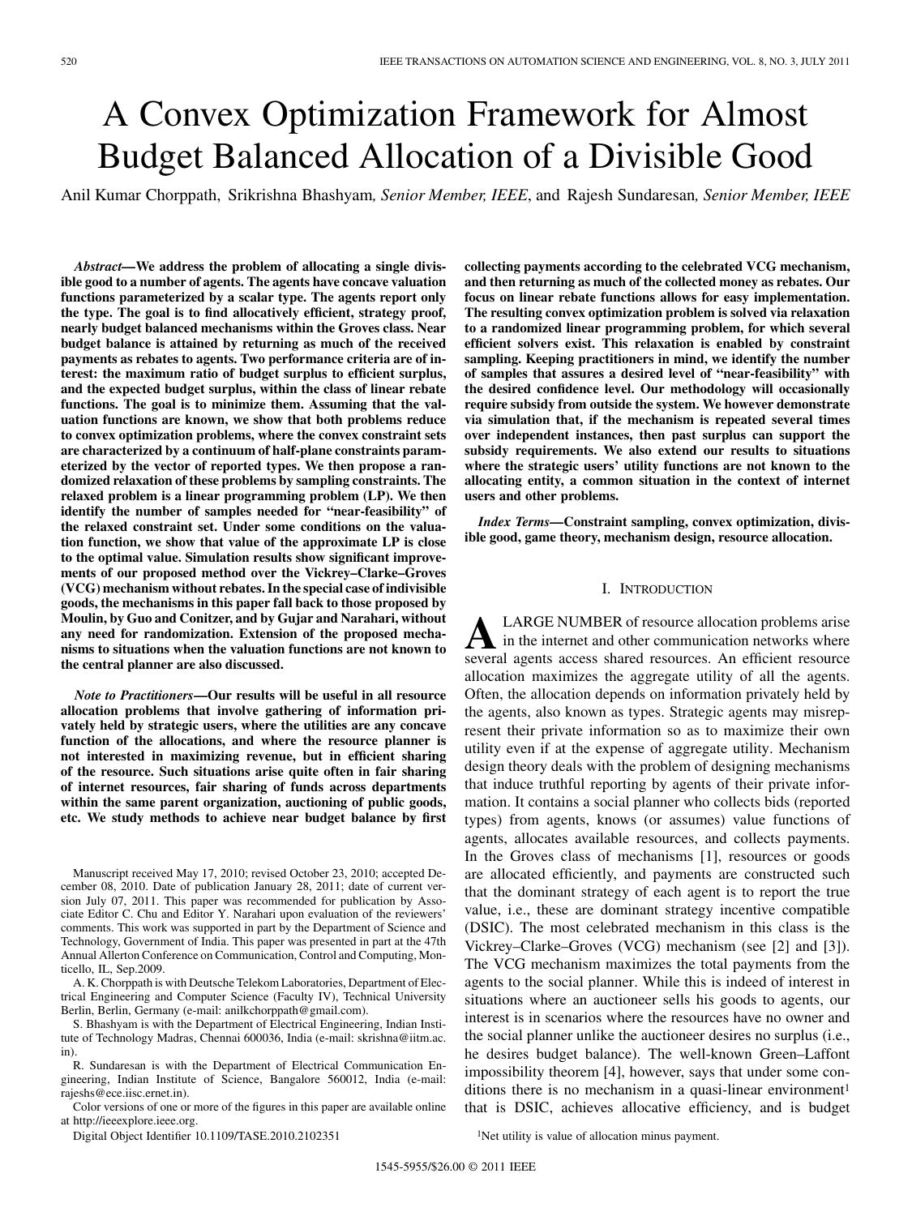# A Convex Optimization Framework for Almost Budget Balanced Allocation of a Divisible Good

Anil Kumar Chorppath, Srikrishna Bhashyam, *Senior Member, IEEE*, and Rajesh Sundaresan, *Senior Member, IEEE*

***Abstract*—We address the problem of allocating a single divisible good to a number of agents. The agents have concave valuation functions parameterized by a scalar type. The agents report only the type. The goal is to find allocatively efficient, strategy proof, nearly budget balanced mechanisms within the Groves class. Near budget balance is attained by returning as much of the received payments as rebates to agents. Two performance criteria are of interest: the maximum ratio of budget surplus to efficient surplus, and the expected budget surplus, within the class of linear rebate functions. The goal is to minimize them. Assuming that the valuation functions are known, we show that both problems reduce to convex optimization problems, where the convex constraint sets are characterized by a continuum of half-plane constraints parameterized by the vector of reported types. We then propose a randomized relaxation of these problems by sampling constraints. The relaxed problem is a linear programming problem (LP). We then identify the number of samples needed for "near-feasibility" of the relaxed constraint set. Under some conditions on the valuation function, we show that value of the approximate LP is close to the optimal value. Simulation results show significant improvements of our proposed method over the Vickrey–Clarke–Groves (VCG) mechanism without rebates. In the special case of indivisible goods, the mechanisms in this paper fall back to those proposed by Moulin, by Guo and Conitzer, and by Gujar and Narahari, without any need for randomization. Extension of the proposed mechanisms to situations when the valuation functions are not known to the central planner are also discussed.**

***Note to Practitioners*—Our results will be useful in all resource allocation problems that involve gathering of information privately held by strategic users, where the utilities are any concave function of the allocations, and where the resource planner is not interested in maximizing revenue, but in efficient sharing of the resource. Such situations arise quite often in fair sharing of internet resources, fair sharing of funds across departments within the same parent organization, auctioning of public goods, etc. We study methods to achieve near budget balance by first collecting payments according to the celebrated VCG mechanism, and then returning as much of the collected money as rebates. Our focus on linear rebate functions allows for easy implementation. The resulting convex optimization problem is solved via relaxation to a randomized linear programming problem, for which several efficient solvers exist. This relaxation is enabled by constraint sampling. Keeping practitioners in mind, we identify the number of samples that assures a desired level of "near-feasibility" with the desired confidence level. Our methodology will occasionally require subsidy from outside the system. We however demonstrate via simulation that, if the mechanism is repeated several times over independent instances, then past surplus can support the subsidy requirements. We also extend our results to situations where the strategic users' utility functions are not known to the allocating entity, a common situation in the context of internet users and other problems.**

***Index Terms*—Constraint sampling, convex optimization, divisible good, game theory, mechanism design, resource allocation.**

Manuscript received May 17, 2010; revised October 23, 2010; accepted December 08, 2010. Date of publication January 28, 2011; date of current version July 07, 2011. This paper was recommended for publication by Associate Editor C. Chu and Editor Y. Narahari upon evaluation of the reviewers' comments. This work was supported in part by the Department of Science and Technology, Government of India. This paper was presented in part at the 47th Annual Allerton Conference on Communication, Control and Computing, Monticello, IL, Sep.2009.

A. K. Chorppath is with Deutsche Telekom Laboratories, Department of Electrical Engineering and Computer Science (Faculty IV), Technical University Berlin, Berlin, Germany (e-mail: anilkchorppath@gmail.com).

S. Bhashyam is with the Department of Electrical Engineering, Indian Institute of Technology Madras, Chennai 600036, India (e-mail: skrishna@iitm.ac.in).

R. Sundaresan is with the Department of Electrical Communication Engineering, Indian Institute of Science, Bangalore 560012, India (e-mail: rajeshs@ece.iisc.ernet.in).

Color versions of one or more of the figures in this paper are available online at http://ieeexplore.ieee.org.

Digital Object Identifier 10.1109/TASE.2010.2102351

## I. Introduction

A LARGE NUMBER of resource allocation problems arise in the internet and other communication networks where several agents access shared resources. An efficient resource allocation maximizes the aggregate utility of all the agents. Often, the allocation depends on information privately held by the agents, also known as types. Strategic agents may misrepresent their private information so as to maximize their own utility even if at the expense of aggregate utility. Mechanism design theory deals with the problem of designing mechanisms that induce truthful reporting by agents of their private information. It contains a social planner who collects bids (reported types) from agents, knows (or assumes) value functions of agents, allocates available resources, and collects payments. In the Groves class of mechanisms [1], resources or goods are allocated efficiently, and payments are constructed such that the dominant strategy of each agent is to report the true value, i.e., these are dominant strategy incentive compatible (DSIC). The most celebrated mechanism in this class is the Vickrey–Clarke–Groves (VCG) mechanism (see [2] and [3]). The VCG mechanism maximizes the total payments from the agents to the social planner. While this is indeed of interest in situations where an auctioneer sells his goods to agents, our interest is in scenarios where the resources have no owner and the social planner unlike the auctioneer desires no surplus (i.e., he desires budget balance). The well-known Green–Laffont impossibility theorem [4], however, says that under some conditions there is no mechanism in a quasi-linear environment[1] that is DSIC, achieves allocative efficiency, and is budget

[1]Net utility is value of allocation minus payment.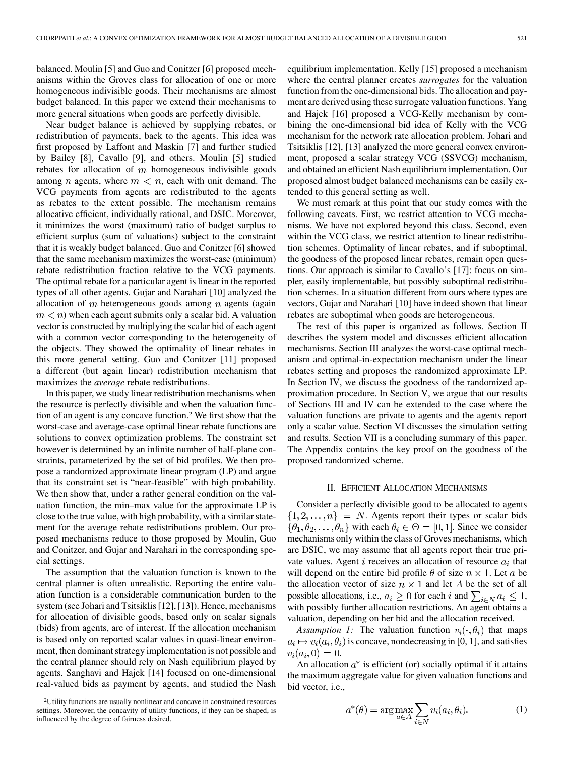balanced. Moulin [5] and Guo and Conitzer [6] proposed mechanisms within the Groves class for allocation of one or more homogeneous indivisible goods. Their mechanisms are almost budget balanced. In this paper we extend their mechanisms to more general situations when goods are perfectly divisible.

Near budget balance is achieved by supplying rebates, or redistribution of payments, back to the agents. This idea was first proposed by Laffont and Maskin [7] and further studied by Bailey [8], Cavallo [9], and others. Moulin [5] studied rebates for allocation of $m$ homogeneous indivisible goods among $n$ agents, where $m < n$, each with unit demand. The VCG payments from agents are redistributed to the agents as rebates to the extent possible. The mechanism remains allocative efficient, individually rational, and DSIC. Moreover, it minimizes the worst (maximum) ratio of budget surplus to efficient surplus (sum of valuations) subject to the constraint that it is weakly budget balanced. Guo and Conitzer [6] showed that the same mechanism maximizes the worst-case (minimum) rebate redistribution fraction relative to the VCG payments. The optimal rebate for a particular agent is linear in the reported types of all other agents. Gujar and Narahari [10] analyzed the allocation of $m$ heterogeneous goods among $n$ agents (again $m < n$) when each agent submits only a scalar bid. A valuation vector is constructed by multiplying the scalar bid of each agent with a common vector corresponding to the heterogeneity of the objects. They showed the optimality of linear rebates in this more general setting. Guo and Conitzer [11] proposed a different (but again linear) redistribution mechanism that maximizes the *average* rebate redistributions.

In this paper, we study linear redistribution mechanisms when the resource is perfectly divisible and when the valuation function of an agent is any concave function.[2] We first show that the worst-case and average-case optimal linear rebate functions are solutions to convex optimization problems. The constraint set however is determined by an infinite number of half-plane constraints, parameterized by the set of bid profiles. We then propose a randomized approximate linear program (LP) and argue that its constraint set is "near-feasible" with high probability. We then show that, under a rather general condition on the valuation function, the min–max value for the approximate LP is close to the true value, with high probability, with a similar statement for the average rebate redistributions problem. Our proposed mechanisms reduce to those proposed by Moulin, Guo and Conitzer, and Gujar and Narahari in the corresponding special settings.

The assumption that the valuation function is known to the central planner is often unrealistic. Reporting the entire valuation function is a considerable communication burden to the system (see Johari and Tsitsiklis [12], [13]). Hence, mechanisms for allocation of divisible goods, based only on scalar signals (bids) from agents, are of interest. If the allocation mechanism is based only on reported scalar values in quasi-linear environment, then dominant strategy implementation is not possible and the central planner should rely on Nash equilibrium played by agents. Sanghavi and Hajek [14] focused on one-dimensional real-valued bids as payment by agents, and studied the Nash equilibrium implementation. Kelly [15] proposed a mechanism where the central planner creates *surrogates* for the valuation function from the one-dimensional bids. The allocation and payment are derived using these surrogate valuation functions. Yang and Hajek [16] proposed a VCG-Kelly mechanism by combining the one-dimensional bid idea of Kelly with the VCG mechanism for the network rate allocation problem. Johari and Tsitsiklis [12], [13] analyzed the more general convex environment, proposed a scalar strategy VCG (SSVCG) mechanism, and obtained an efficient Nash equilibrium implementation. Our proposed almost budget balanced mechanisms can be easily extended to this general setting as well.

We must remark at this point that our study comes with the following caveats. First, we restrict attention to VCG mechanisms. We have not explored beyond this class. Second, even within the VCG class, we restrict attention to linear redistribution schemes. Optimality of linear rebates, and if suboptimal, the goodness of the proposed linear rebates, remain open questions. Our approach is similar to Cavallo's [17]: focus on simpler, easily implementable, but possibly suboptimal redistribution schemes. In a situation different from ours where types are vectors, Gujar and Narahari [10] have indeed shown that linear rebates are suboptimal when goods are heterogeneous.

The rest of this paper is organized as follows. Section II describes the system model and discusses efficient allocation mechanisms. Section III analyzes the worst-case optimal mechanism and optimal-in-expectation mechanism under the linear rebates setting and proposes the randomized approximate LP. In Section IV, we discuss the goodness of the randomized approximation procedure. In Section V, we argue that our results of Sections III and IV can be extended to the case where the valuation functions are private to agents and the agents report only a scalar value. Section VI discusses the simulation setting and results. Section VII is a concluding summary of this paper. The Appendix contains the key proof on the goodness of the proposed randomized scheme.

## II. Efficient Allocation Mechanisms

Consider a perfectly divisible good to be allocated to agents $\{1, 2, \ldots, n\} = N$. Agents report their types or scalar bids $\{\theta_1, \theta_2, \ldots, \theta_n\}$ with each $\theta_i \in \Theta = [0, 1]$. Since we consider mechanisms only within the class of Groves mechanisms, which are DSIC, we may assume that all agents report their true private values. Agent $i$ receives an allocation of resource $a_i$ that will depend on the entire bid profile $\underline{\theta}$ of size $n \times 1$. Let $\underline{a}$ be the allocation vector of size $n \times 1$ and let $A$ be the set of all possible allocations, i.e., $a_i \geq 0$ for each $i$ and $\sum_{i \in N} a_i \leq 1$, with possibly further allocation restrictions. An agent obtains a valuation, depending on her bid and the allocation received.

*Assumption 1:* The valuation function $v_i(\cdot, \theta_i)$ that maps $a_i \mapsto v_i(a_i, \theta_i)$ is concave, nondecreasing in [0, 1], and satisfies $v_i(a_i, 0) = 0$.

An allocation $\underline{a}^*$ is efficient (or) socially optimal if it attains the maximum aggregate value for given valuation functions and bid vector, i.e.,

$$\underline{a}^*(\underline{\theta}) = \arg\max_{\underline{a} \in A} \sum_{i \in N} v_i(a_i, \theta_i). \tag{1}$$

[2] Utility functions are usually nonlinear and concave in constrained resources settings. Moreover, the concavity of utility functions, if they can be shaped, is influenced by the degree of fairness desired.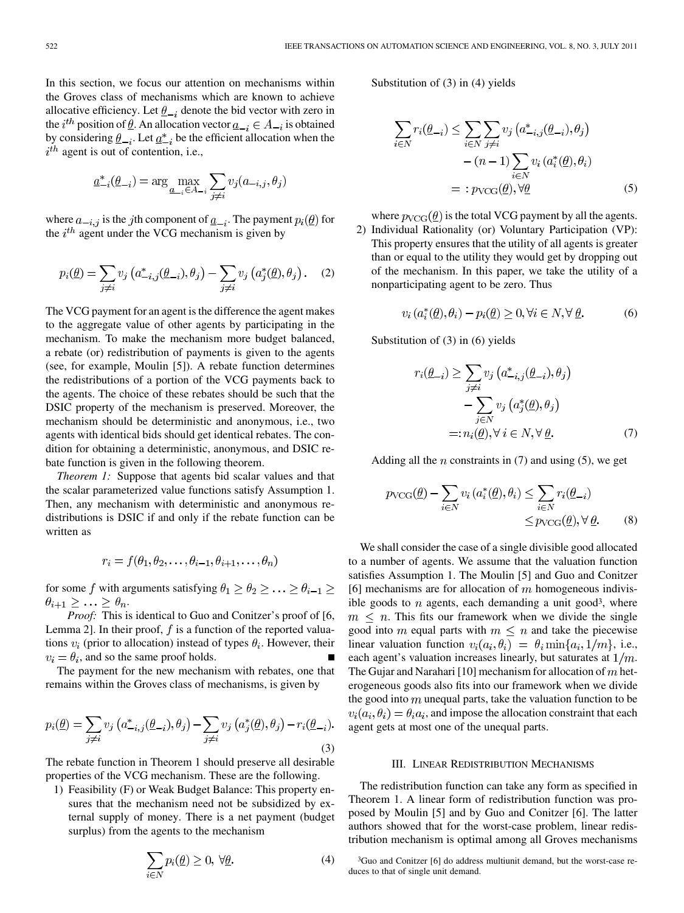In this section, we focus our attention on mechanisms within the Groves class of mechanisms which are known to achieve allocative efficiency. Let $\underline{\theta}_{-i}$ denote the bid vector with zero in the $i^{th}$ position of $\underline{\theta}$. An allocation vector $\underline{a}_{-i} \in A_{-i}$ is obtained by considering $\underline{\theta}_{-i}$. Let $\underline{a}^*_{-i}$ be the efficient allocation when the $i^{th}$ agent is out of contention, i.e.,

$$\underline{a}^*_{-i}(\underline{\theta}_{-i}) = \arg \max_{\underline{a}_{-i} \in A_{-i}} \sum_{j \neq i} v_j(a_{-i,j}, \theta_j)$$

where $a_{-i,j}$ is the $j$th component of $\underline{a}_{-i}$. The payment $p_i(\underline{\theta})$ for the $i^{th}$ agent under the VCG mechanism is given by

$$p_i(\underline{\theta}) = \sum_{j \neq i} v_j\left(a^*_{-i,j}(\underline{\theta}_{-i}), \theta_j\right) - \sum_{j \neq i} v_j\left(a^*_j(\underline{\theta}), \theta_j\right). \quad (2)$$

The VCG payment for an agent is the difference the agent makes to the aggregate value of other agents by participating in the mechanism. To make the mechanism more budget balanced, a rebate (or) redistribution of payments is given to the agents (see, for example, Moulin [5]). A rebate function determines the redistributions of a portion of the VCG payments back to the agents. The choice of these rebates should be such that the DSIC property of the mechanism is preserved. Moreover, the mechanism should be deterministic and anonymous, i.e., two agents with identical bids should get identical rebates. The condition for obtaining a deterministic, anonymous, and DSIC rebate function is given in the following theorem.

*Theorem 1:* Suppose that agents bid scalar values and that the scalar parameterized value functions satisfy Assumption 1. Then, any mechanism with deterministic and anonymous redistributions is DSIC if and only if the rebate function can be written as

$$r_i = f(\theta_1, \theta_2, \ldots, \theta_{i-1}, \theta_{i+1}, \ldots, \theta_n)$$

for some $f$ with arguments satisfying $\theta_1 \geq \theta_2 \geq \ldots \geq \theta_{i-1} \geq \theta_{i+1} \geq \ldots \geq \theta_n$.

*Proof:* This is identical to Guo and Conitzer's proof of [6, Lemma 2]. In their proof, $f$ is a function of the reported valuations $v_i$ (prior to allocation) instead of types $\theta_i$. However, their $v_i = \theta_i$, and so the same proof holds. ∎

The payment for the new mechanism with rebates, one that remains within the Groves class of mechanisms, is given by

$$p_i(\underline{\theta}) = \sum_{j \neq i} v_j\left(a^*_{-i,j}(\underline{\theta}_{-i}), \theta_j\right) - \sum_{j \neq i} v_j\left(a^*_j(\underline{\theta}), \theta_j\right) - r_i(\underline{\theta}_{-i}). \quad (3)$$

The rebate function in Theorem 1 should preserve all desirable properties of the VCG mechanism. These are the following.

1) Feasibility (F) or Weak Budget Balance: This property ensures that the mechanism need not be subsidized by external supply of money. There is a net payment (budget surplus) from the agents to the mechanism

$$\sum_{i \in N} p_i(\underline{\theta}) \geq 0, \ \forall \underline{\theta}. \quad (4)$$

Substitution of (3) in (4) yields

$$\begin{aligned}\sum_{i \in N} r_i(\underline{\theta}_{-i}) &\leq \sum_{i \in N} \sum_{j \neq i} v_j\left(a^*_{-i,j}(\underline{\theta}_{-i}), \theta_j\right) \\ &\quad - (n-1) \sum_{i \in N} v_i\left(a^*_i(\underline{\theta}), \theta_i\right) \\ &= : p_{\text{VCG}}(\underline{\theta}), \forall \underline{\theta}\end{aligned} \quad (5)$$

where $p_{\text{VCG}}(\underline{\theta})$ is the total VCG payment by all the agents.

2) Individual Rationality (or) Voluntary Participation (VP): This property ensures that the utility of all agents is greater than or equal to the utility they would get by dropping out of the mechanism. In this paper, we take the utility of a nonparticipating agent to be zero. Thus

$$v_i\left(a^*_i(\underline{\theta}), \theta_i\right) - p_i(\underline{\theta}) \geq 0, \forall i \in N, \forall \ \underline{\theta}. \quad (6)$$

Substitution of (3) in (6) yields

$$\begin{aligned}r_i(\underline{\theta}_{-i}) &\geq \sum_{j \neq i} v_j\left(a^*_{-i,j}(\underline{\theta}_{-i}), \theta_j\right) \\ &\quad - \sum_{j \in N} v_j\left(a^*_j(\underline{\theta}), \theta_j\right) \\ &=: n_i(\underline{\theta}), \forall \ i \in N, \forall \ \underline{\theta}.\end{aligned} \quad (7)$$

Adding all the $n$ constraints in (7) and using (5), we get

$$\begin{aligned}p_{\text{VCG}}(\underline{\theta}) - \sum_{i \in N} v_i\left(a^*_i(\underline{\theta}), \theta_i\right) &\leq \sum_{i \in N} r_i(\underline{\theta}_{-i}) \\ &\leq p_{\text{VCG}}(\underline{\theta}), \forall \ \underline{\theta}.\end{aligned} \quad (8)$$

We shall consider the case of a single divisible good allocated to a number of agents. We assume that the valuation function satisfies Assumption 1. The Moulin [5] and Guo and Conitzer [6] mechanisms are for allocation of $m$ homogeneous indivisible goods to $n$ agents, each demanding a unit good[3], where $m \leq n$. This fits our framework when we divide the single good into $m$ equal parts with $m \leq n$ and take the piecewise linear valuation function $v_i(a_i, \theta_i) = \theta_i \min\{a_i, 1/m\}$, i.e., each agent's valuation increases linearly, but saturates at $1/m$. The Gujar and Narahari [10] mechanism for allocation of $m$ heterogeneous goods also fits into our framework when we divide the good into $m$ unequal parts, take the valuation function to be $v_i(a_i, \theta_i) = \theta_i a_i$, and impose the allocation constraint that each agent gets at most one of the unequal parts.

## III. Linear Redistribution Mechanisms

The redistribution function can take any form as specified in Theorem 1. A linear form of redistribution function was proposed by Moulin [5] and by Guo and Conitzer [6]. The latter authors showed that for the worst-case problem, linear redistribution mechanism is optimal among all Groves mechanisms

[3]Guo and Conitzer [6] do address multiunit demand, but the worst-case reduces to that of single unit demand.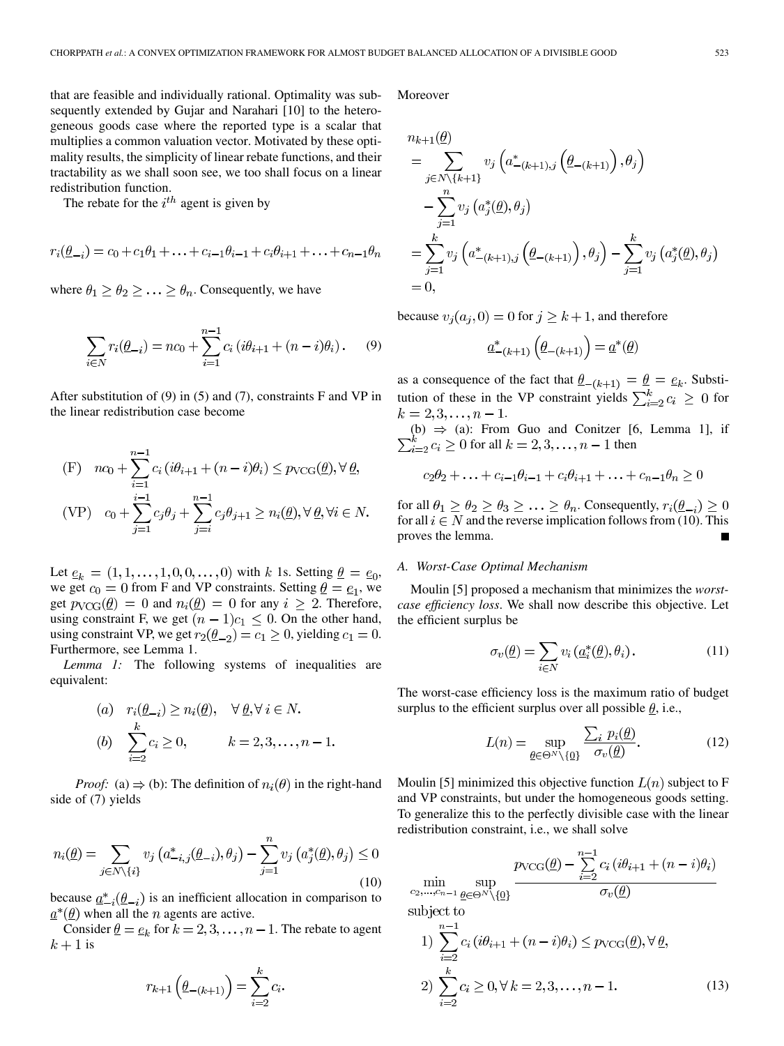that are feasible and individually rational. Optimality was subsequently extended by Gujar and Narahari [10] to the heterogeneous goods case where the reported type is a scalar that multiplies a common valuation vector. Motivated by these optimality results, the simplicity of linear rebate functions, and their tractability as we shall soon see, we too shall focus on a linear redistribution function.

The rebate for the $i^{th}$ agent is given by

$$r_i(\underline{\theta}_{-i}) = c_0 + c_1\theta_1 + \ldots + c_{i-1}\theta_{i-1} + c_i\theta_{i+1} + \ldots + c_{n-1}\theta_n$$

where $\theta_1 \geq \theta_2 \geq \ldots \geq \theta_n$. Consequently, we have

$$\sum_{i \in N} r_i(\underline{\theta}_{-i}) = nc_0 + \sum_{i=1}^{n-1} c_i \left(i\theta_{i+1} + (n-i)\theta_i\right). \quad (9)$$

After substitution of (9) in (5) and (7), constraints F and VP in the linear redistribution case become

$$\text{(F)} \quad nc_0 + \sum_{i=1}^{n-1} c_i \left(i\theta_{i+1} + (n-i)\theta_i\right) \leq p_{\text{VCG}}(\underline{\theta}), \forall \underline{\theta},$$

$$\text{(VP)} \quad c_0 + \sum_{j=1}^{i-1} c_j\theta_j + \sum_{j=i}^{n-1} c_j\theta_{j+1} \geq n_i(\underline{\theta}), \forall \underline{\theta}, \forall i \in N.$$

Let $\underline{e}_k = (1, 1, \ldots, 1, 0, 0, \ldots, 0)$ with $k$ 1s. Setting $\underline{\theta} = \underline{e}_0$, we get $c_0 = 0$ from F and VP constraints. Setting $\underline{\theta} = \underline{e}_1$, we get $p_{\text{VCG}}(\underline{\theta}) = 0$ and $n_i(\underline{\theta}) = 0$ for any $i \geq 2$. Therefore, using constraint F, we get $(n-1)c_1 \leq 0$. On the other hand, using constraint VP, we get $r_2(\underline{\theta}_{-2}) = c_1 \geq 0$, yielding $c_1 = 0$. Furthermore, see Lemma 1.

*Lemma 1:* The following systems of inequalities are equivalent:

$$(a) \quad r_i(\underline{\theta}_{-i}) \geq n_i(\underline{\theta}), \quad \forall\, \underline{\theta}, \forall\, i \in N.$$

$$(b) \quad \sum_{i=2}^{k} c_i \geq 0, \qquad k = 2, 3, \ldots, n-1.$$

*Proof:* (a) $\Rightarrow$ (b): The definition of $n_i(\theta)$ in the right-hand side of (7) yields

$$n_i(\underline{\theta}) = \sum_{j \in N \setminus \{i\}} v_j\left(a^*_{-i,j}(\underline{\theta}_{-i}), \theta_j\right) - \sum_{j=1}^{n} v_j\left(a^*_j(\underline{\theta}), \theta_j\right) \leq 0 \quad (10)$$

because $\underline{a}^*_{-i}(\underline{\theta}_{-i})$ is an inefficient allocation in comparison to $\underline{a}^*(\underline{\theta})$ when all the $n$ agents are active.

Consider $\underline{\theta} = \underline{e}_k$ for $k = 2, 3, \ldots, n-1$. The rebate to agent $k+1$ is

$$r_{k+1}\left(\underline{\theta}_{-(k+1)}\right) = \sum_{i=2}^{k} c_i.$$

Moreover

$$\begin{aligned}
n_{k+1}(\underline{\theta}) &= \sum_{j \in N \setminus \{k+1\}} v_j\left(a^*_{-(k+1),j}\left(\underline{\theta}_{-(k+1)}\right), \theta_j\right) - \sum_{j=1}^{n} v_j\left(a^*_j(\underline{\theta}), \theta_j\right) \\
&= \sum_{j=1}^{k} v_j\left(a^*_{-(k+1),j}\left(\underline{\theta}_{-(k+1)}\right), \theta_j\right) - \sum_{j=1}^{k} v_j\left(a^*_j(\underline{\theta}), \theta_j\right) \\
&= 0,
\end{aligned}$$

because $v_j(a_j, 0) = 0$ for $j \geq k+1$, and therefore

$$\underline{a}^*_{-(k+1)}\left(\underline{\theta}_{-(k+1)}\right) = \underline{a}^*(\underline{\theta})$$

as a consequence of the fact that $\underline{\theta}_{-(k+1)} = \underline{\theta} = \underline{e}_k$. Substitution of these in the VP constraint yields $\sum_{i=2}^{k} c_i \geq 0$ for $k = 2, 3, \ldots, n-1$.

(b) $\Rightarrow$ (a): From Guo and Conitzer [6, Lemma 1], if $\sum_{i=2}^{k} c_i \geq 0$ for all $k = 2, 3, \ldots, n-1$ then

$$c_2\theta_2 + \ldots + c_{i-1}\theta_{i-1} + c_i\theta_{i+1} + \ldots + c_{n-1}\theta_n \geq 0$$

for all $\theta_1 \geq \theta_2 \geq \theta_3 \geq \ldots \geq \theta_n$. Consequently, $r_i(\underline{\theta}_{-i}) \geq 0$ for all $i \in N$ and the reverse implication follows from (10). This proves the lemma. ∎

### A. Worst-Case Optimal Mechanism

Moulin [5] proposed a mechanism that minimizes the *worst-case efficiency loss*. We shall now describe this objective. Let the efficient surplus be

$$\sigma_v(\underline{\theta}) = \sum_{i \in N} v_i\left(\underline{a}^*_i(\underline{\theta}), \theta_i\right). \quad (11)$$

The worst-case efficiency loss is the maximum ratio of budget surplus to the efficient surplus over all possible $\underline{\theta}$, i.e.,

$$L(n) = \sup_{\underline{\theta} \in \Theta^N \setminus \{\underline{0}\}} \frac{\sum_i p_i(\underline{\theta})}{\sigma_v(\underline{\theta})}. \quad (12)$$

Moulin [5] minimized this objective function $L(n)$ subject to F and VP constraints, but under the homogeneous goods setting. To generalize this to the perfectly divisible case with the linear redistribution constraint, i.e., we shall solve

$$\min_{c_2, \ldots, c_{n-1}} \sup_{\underline{\theta} \in \Theta^N \setminus \{\underline{0}\}} \frac{p_{\text{VCG}}(\underline{\theta}) - \sum_{i=2}^{n-1} c_i \left(i\theta_{i+1} + (n-i)\theta_i\right)}{\sigma_v(\underline{\theta})}$$

subject to

$$1) \ \sum_{i=2}^{n-1} c_i \left(i\theta_{i+1} + (n-i)\theta_i\right) \leq p_{\text{VCG}}(\underline{\theta}), \forall\, \underline{\theta},$$

$$2) \ \sum_{i=2}^{k} c_i \geq 0, \forall\, k = 2, 3, \ldots, n-1. \quad (13)$$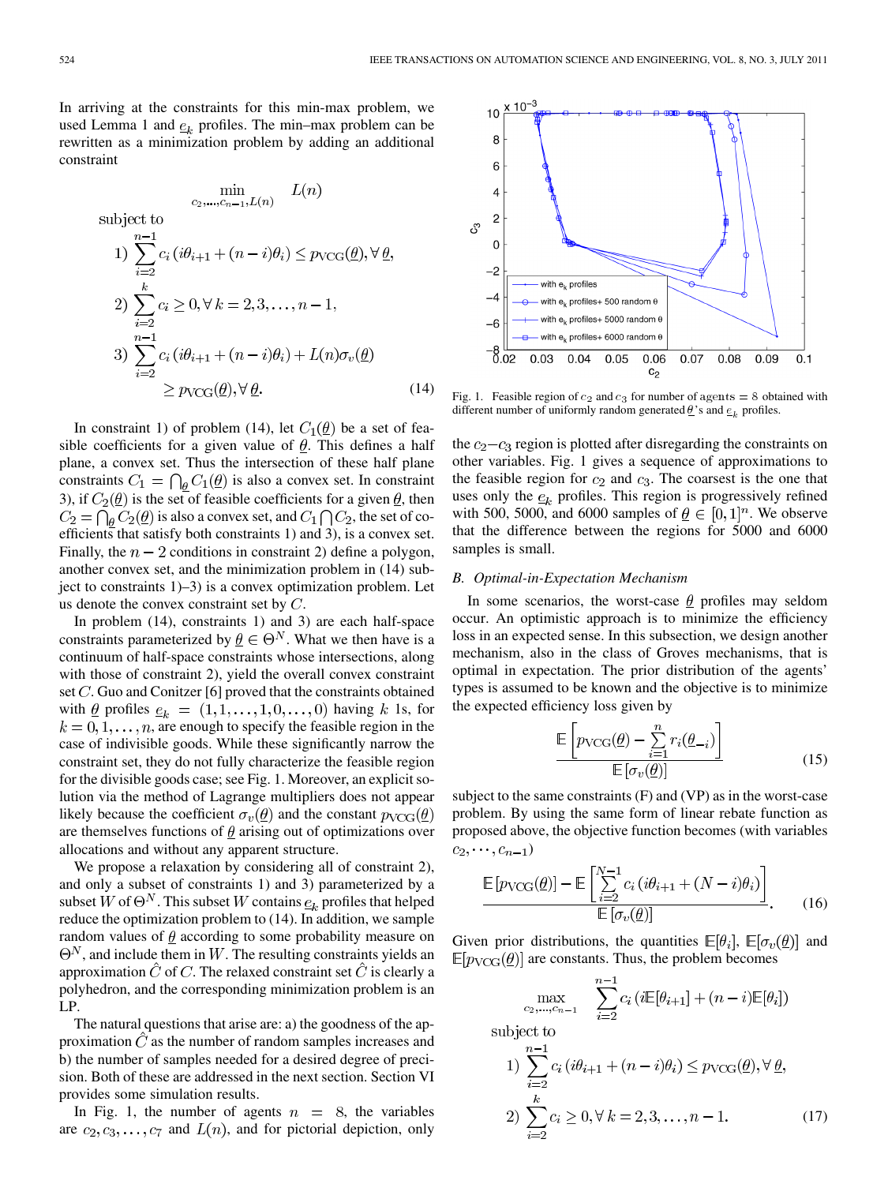In arriving at the constraints for this min-max problem, we used Lemma 1 and $\underline{e}_k$ profiles. The min–max problem can be rewritten as a minimization problem by adding an additional constraint

$$
\begin{aligned}
&\min_{c_2,\ldots,c_{n-1},L(n)} \quad L(n) \\
&\text{subject to} \\
&1) \sum_{i=2}^{n-1} c_i\left(i\theta_{i+1} + (n-i)\theta_i\right) \le p_{\text{VCG}}(\underline{\theta}), \forall \underline{\theta}, \\
&2) \sum_{i=2}^{k} c_i \ge 0, \forall k = 2,3,\ldots,n-1, \\
&3) \sum_{i=2}^{n-1} c_i\left(i\theta_{i+1} + (n-i)\theta_i\right) + L(n)\sigma_v(\underline{\theta}) \\
&\qquad \ge p_{\text{VCG}}(\underline{\theta}), \forall \underline{\theta}.
\end{aligned} \tag{14}
$$

In constraint 1) of problem (14), let $C_1(\underline{\theta})$ be a set of feasible coefficients for a given value of $\underline{\theta}$. This defines a half plane, a convex set. Thus the intersection of these half plane constraints $C_1 = \bigcap_{\underline{\theta}} C_1(\underline{\theta})$ is also a convex set. In constraint 3), if $C_2(\underline{\theta})$ is the set of feasible coefficients for a given $\underline{\theta}$, then $C_2 = \bigcap_{\underline{\theta}} C_2(\underline{\theta})$ is also a convex set, and $C_1 \bigcap C_2$, the set of coefficients that satisfy both constraints 1) and 3), is a convex set. Finally, the $n-2$ conditions in constraint 2) define a polygon, another convex set, and the minimization problem in (14) subject to constraints 1)–3) is a convex optimization problem. Let us denote the convex constraint set by $C$.

In problem (14), constraints 1) and 3) are each half-space constraints parameterized by $\underline{\theta} \in \Theta^N$. What we then have is a continuum of half-space constraints whose intersections, along with those of constraint 2), yield the overall convex constraint set $C$. Guo and Conitzer [6] proved that the constraints obtained with $\underline{\theta}$ profiles $\underline{e}_k = (1,1,\ldots,1,0,\ldots,0)$ having $k$ 1s, for $k = 0,1,\ldots,n$, are enough to specify the feasible region in the case of indivisible goods. While these significantly narrow the constraint set, they do not fully characterize the feasible region for the divisible goods case; see Fig. 1. Moreover, an explicit solution via the method of Lagrange multipliers does not appear likely because the coefficient $\sigma_v(\underline{\theta})$ and the constant $p_{\text{VCG}}(\underline{\theta})$ are themselves functions of $\underline{\theta}$ arising out of optimizations over allocations and without any apparent structure.

We propose a relaxation by considering all of constraint 2), and only a subset of constraints 1) and 3) parameterized by a subset $W$ of $\Theta^N$. This subset $W$ contains $\underline{e}_k$ profiles that helped reduce the optimization problem to (14). In addition, we sample random values of $\underline{\theta}$ according to some probability measure on $\Theta^N$, and include them in $W$. The resulting constraints yields an approximation $\hat{C}$ of $C$. The relaxed constraint set $\hat{C}$ is clearly a polyhedron, and the corresponding minimization problem is an LP.

The natural questions that arise are: a) the goodness of the approximation $\hat{C}$ as the number of random samples increases and b) the number of samples needed for a desired degree of precision. Both of these are addressed in the next section. Section VI provides some simulation results.

In Fig. 1, the number of agents $n = 8$, the variables are $c_2, c_3, \ldots, c_7$ and $L(n)$, and for pictorial depiction, only the $c_2$–$c_3$ region is plotted after disregarding the constraints on other variables. Fig. 1 gives a sequence of approximations to the feasible region for $c_2$ and $c_3$. The coarsest is the one that uses only the $\underline{e}_k$ profiles. This region is progressively refined with 500, 5000, and 6000 samples of $\underline{\theta} \in [0,1]^n$. We observe that the difference between the regions for 5000 and 6000 samples is small.

Fig. 1. Feasible region of $c_2$ and $c_3$ for number of agents $= 8$ obtained with different number of uniformly random generated $\underline{\theta}$'s and $\underline{e}_k$ profiles.

### B. Optimal-in-Expectation Mechanism

In some scenarios, the worst-case $\underline{\theta}$ profiles may seldom occur. An optimistic approach is to minimize the efficiency loss in an expected sense. In this subsection, we design another mechanism, also in the class of Groves mechanisms, that is optimal in expectation. The prior distribution of the agents' types is assumed to be known and the objective is to minimize the expected efficiency loss given by

$$
\frac{\mathbb{E}\left[p_{\text{VCG}}(\underline{\theta}) - \sum_{i=1}^{n} r_i(\underline{\theta}_{-i})\right]}{\mathbb{E}\left[\sigma_v(\underline{\theta})\right]} \tag{15}
$$

subject to the same constraints (F) and (VP) as in the worst-case problem. By using the same form of linear rebate function as proposed above, the objective function becomes (with variables $c_2, \cdots, c_{n-1}$)

$$
\frac{\mathbb{E}\left[p_{\text{VCG}}(\underline{\theta})\right] - \mathbb{E}\left[\sum_{i=2}^{N-1} c_i\left(i\theta_{i+1} + (N-i)\theta_i\right)\right]}{\mathbb{E}\left[\sigma_v(\underline{\theta})\right]}. \tag{16}
$$

Given prior distributions, the quantities $\mathbb{E}[\theta_i]$, $\mathbb{E}[\sigma_v(\underline{\theta})]$ and $\mathbb{E}[p_{\text{VCG}}(\underline{\theta})]$ are constants. Thus, the problem becomes

$$
\begin{aligned}
&\max_{c_2,\ldots,c_{n-1}} \quad \sum_{i=2}^{n-1} c_i\left(i\mathbb{E}[\theta_{i+1}] + (n-i)\mathbb{E}[\theta_i]\right) \\
&\text{subject to} \\
&1) \sum_{i=2}^{n-1} c_i\left(i\theta_{i+1} + (n-i)\theta_i\right) \le p_{\text{VCG}}(\underline{\theta}), \forall \underline{\theta}, \\
&2) \sum_{i=2}^{k} c_i \ge 0, \forall k = 2,3,\ldots,n-1.
\end{aligned} \tag{17}
$$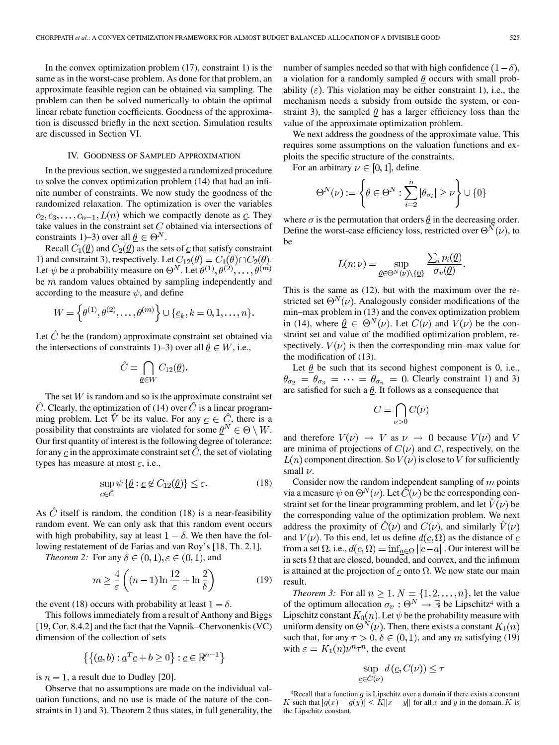In the convex optimization problem (17), constraint 1) is the same as in the worst-case problem. As done for that problem, an approximate feasible region can be obtained via sampling. The problem can then be solved numerically to obtain the optimal linear rebate function coefficients. Goodness of the approximation is discussed briefly in the next section. Simulation results are discussed in Section VI.

## IV. Goodness of Sampled Approximation

In the previous section, we suggested a randomized procedure to solve the convex optimization problem (14) that had an infinite number of constraints. We now study the goodness of the randomized relaxation. The optimization is over the variables $c_2, c_3, \ldots, c_{n-1}, L(n)$ which we compactly denote as $\underline{c}$. They take values in the constraint set $C$ obtained via intersections of constraints 1)–3) over all $\underline{\theta} \in \Theta^N$.

Recall $C_1(\underline{\theta})$ and $C_2(\underline{\theta})$ as the sets of $\underline{c}$ that satisfy constraint 1) and constraint 3), respectively. Let $C_{12}(\underline{\theta}) = C_1(\underline{\theta}) \cap C_2(\underline{\theta})$. Let $\psi$ be a probability measure on $\Theta^N$. Let $\theta^{(1)}, \theta^{(2)}, \ldots, \theta^{(m)}$ be $m$ random values obtained by sampling independently and according to the measure $\psi$, and define

$$W = \left\{ \theta^{(1)}, \theta^{(2)}, \ldots, \theta^{(m)} \right\} \cup \{ \underline{e}_k, k = 0, 1, \ldots, n \}.$$

Let $\hat{C}$ be the (random) approximate constraint set obtained via the intersections of constraints 1)–3) over all $\underline{\theta} \in W$, i.e.,

$$\hat{C} = \bigcap_{\underline{\theta} \in W} C_{12}(\underline{\theta}).$$

The set $W$ is random and so is the approximate constraint set $\hat{C}$. Clearly, the optimization of (14) over $\hat{C}$ is a linear programming problem. Let $\hat{V}$ be its value. For any $\underline{c} \in \hat{C}$, there is a possibility that constraints are violated for some $\underline{\theta}^N \in \Theta \setminus W$. Our first quantity of interest is the following degree of tolerance: for any $\underline{c}$ in the approximate constraint set $\hat{C}$, the set of violating types has measure at most $\varepsilon$, i.e.,

$$\sup_{\underline{c} \in \hat{C}} \psi \left\{ \underline{\theta} : \underline{c} \notin C_{12}(\underline{\theta}) \right\} \leq \varepsilon. \tag{18}$$

As $\hat{C}$ itself is random, the condition (18) is a near-feasibility random event. We can only ask that this random event occurs with high probability, say at least $1 - \delta$. We then have the following restatement of de Farias and van Roy's [18, Th. 2.1].

*Theorem 2:* For any $\delta \in (0,1), \varepsilon \in (0,1)$, and

$$m \geq \frac{4}{\varepsilon} \left( (n-1) \ln \frac{12}{\varepsilon} + \ln \frac{2}{\delta} \right) \tag{19}$$

the event (18) occurs with probability at least $1 - \delta$.

This follows immediately from a result of Anthony and Biggs [19, Cor. 8.4.2] and the fact that the Vapnik–Chervonenkis (VC) dimension of the collection of sets

$$\left\{ \left\{ (\underline{a}, b) : \underline{a}^T \underline{c} + b \geq 0 \right\} : \underline{c} \in \mathbb{R}^{n-1} \right\}$$

is $n - 1$, a result due to Dudley [20].

Observe that no assumptions are made on the individual valuation functions, and no use is made of the nature of the constraints in 1) and 3). Theorem 2 thus states, in full generality, the number of samples needed so that with high confidence $(1 - \delta)$, a violation for a randomly sampled $\underline{\theta}$ occurs with small probability $(\varepsilon)$. This violation may be either constraint 1), i.e., the mechanism needs a subsidy from outside the system, or constraint 3), the sampled $\underline{\theta}$ has a larger efficiency loss than the value of the approximate optimization problem.

We next address the goodness of the approximate value. This requires some assumptions on the valuation functions and exploits the specific structure of the constraints.

For an arbitrary $\nu \in [0, 1]$, define

$$\Theta^N(\nu) := \left\{ \underline{\theta} \in \Theta^N : \sum_{i=2}^{n} |\theta_{\sigma_i}| \geq \nu \right\} \cup \{ \underline{0} \}$$

where $\sigma$ is the permutation that orders $\underline{\theta}$ in the decreasing order. Define the worst-case efficiency loss, restricted over $\Theta^N(\nu)$, to be

$$L(n; \nu) = \sup_{\underline{\theta} \in \Theta^N(\nu) \setminus \{\underline{0}\}} \frac{\sum_i p_i(\underline{\theta})}{\sigma_v(\underline{\theta})}.$$

This is the same as (12), but with the maximum over the restricted set $\Theta^N(\nu)$. Analogously consider modifications of the min–max problem in (13) and the convex optimization problem in (14), where $\underline{\theta} \in \Theta^N(\nu)$. Let $C(\nu)$ and $V(\nu)$ be the constraint set and value of the modified optimization problem, respectively. $V(\nu)$ is then the corresponding min–max value for the modification of (13).

Let $\underline{\theta}$ be such that its second highest component is 0, i.e., $\theta_{\sigma_2} = \theta_{\sigma_3} = \cdots = \theta_{\sigma_n} = 0$. Clearly constraint 1) and 3) are satisfied for such a $\underline{\theta}$. It follows as a consequence that

$$C = \bigcap_{\nu > 0} C(\nu)$$

and therefore $V(\nu) \to V$ as $\nu \to 0$ because $V(\nu)$ and $V$ are minima of projections of $C(\nu)$ and $C$, respectively, on the $L(n)$ component direction. So $V(\nu)$ is close to $V$ for sufficiently small $\nu$.

Consider now the random independent sampling of $m$ points via a measure $\psi$ on $\Theta^N(\nu)$. Let $\hat{C}(\nu)$ be the corresponding constraint set for the linear programming problem, and let $\hat{V}(\nu)$ be the corresponding value of the optimization problem. We next address the proximity of $\hat{C}(\nu)$ and $C(\nu)$, and similarly $\hat{V}(\nu)$ and $V(\nu)$. To this end, let us define $d(\underline{c}, \Omega)$ as the distance of $\underline{c}$ from a set $\Omega$, i.e., $d(\underline{c}, \Omega) = \inf_{\underline{a} \in \Omega} \|\underline{c} - \underline{a}\|$. Our interest will be in sets $\Omega$ that are closed, bounded, and convex, and the infimum is attained at the projection of $\underline{c}$ onto $\Omega$. We now state our main result.

*Theorem 3:* For all $n \geq 1$, $N = \{1, 2, \ldots, n\}$, let the value of the optimum allocation $\sigma_v : \Theta^N \to \mathbb{R}$ be Lipschitz[4] with a Lipschitz constant $K_0(n)$. Let $\psi$ be the probability measure with uniform density on $\Theta^N(\nu)$. Then, there exists a constant $K_1(n)$ such that, for any $\tau > 0$, $\delta \in (0,1)$, and any $m$ satisfying (19) with $\varepsilon = K_1(n) \nu^n \tau^n$, the event

$$\sup_{\underline{c} \in \hat{C}(\nu)} d(\underline{c}, C(\nu)) \leq \tau$$

[4]Recall that a function $g$ is Lipschitz over a domain if there exists a constant $K$ such that $|g(x) - g(y)| \leq K \|x - y\|$ for all $x$ and $y$ in the domain. $K$ is the Lipschitz constant.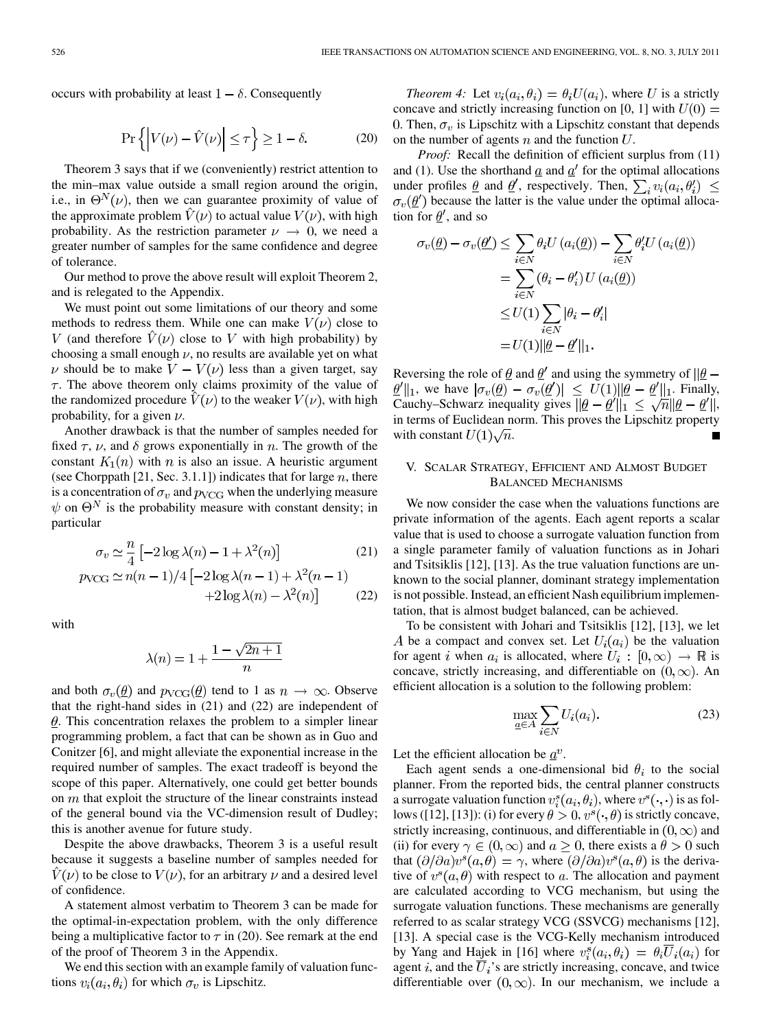occurs with probability at least $1-\delta$. Consequently

$$\Pr\left\{\left|V(\nu)-\hat{V}(\nu)\right|\leq\tau\right\}\geq 1-\delta. \tag{20}$$

Theorem 3 says that if we (conveniently) restrict attention to the min–max value outside a small region around the origin, i.e., in $\Theta^N(\nu)$, then we can guarantee proximity of value of the approximate problem $\hat{V}(\nu)$ to actual value $V(\nu)$, with high probability. As the restriction parameter $\nu\to 0$, we need a greater number of samples for the same confidence and degree of tolerance.

Our method to prove the above result will exploit Theorem 2, and is relegated to the Appendix.

We must point out some limitations of our theory and some methods to redress them. While one can make $V(\nu)$ close to $V$ (and therefore $\hat{V}(\nu)$ close to $V$ with high probability) by choosing a small enough $\nu$, no results are available yet on what $\nu$ should be to make $V-V(\nu)$ less than a given target, say $\tau$. The above theorem only claims proximity of the value of the randomized procedure $\hat{V}(\nu)$ to the weaker $V(\nu)$, with high probability, for a given $\nu$.

Another drawback is that the number of samples needed for fixed $\tau$, $\nu$, and $\delta$ grows exponentially in $n$. The growth of the constant $K_1(n)$ with $n$ is also an issue. A heuristic argument (see Chorppath [21, Sec. 3.1.1]) indicates that for large $n$, there is a concentration of $\sigma_v$ and $p_{\mathrm{VCG}}$ when the underlying measure $\psi$ on $\Theta^N$ is the probability measure with constant density; in particular

$$\sigma_v \simeq \frac{n}{4}\left[-2\log\lambda(n)-1+\lambda^2(n)\right] \tag{21}$$

$$p_{\mathrm{VCG}} \simeq n(n-1)/4\left[-2\log\lambda(n-1)+\lambda^2(n-1)+2\log\lambda(n)-\lambda^2(n)\right] \tag{22}$$

with

$$\lambda(n)=1+\frac{1-\sqrt{2n+1}}{n}$$

and both $\sigma_v(\underline{\theta})$ and $p_{\mathrm{VCG}}(\underline{\theta})$ tend to 1 as $n\to\infty$. Observe that the right-hand sides in (21) and (22) are independent of $\underline{\theta}$. This concentration relaxes the problem to a simpler linear programming problem, a fact that can be shown as in Guo and Conitzer [6], and might alleviate the exponential increase in the required number of samples. The exact tradeoff is beyond the scope of this paper. Alternatively, one could get better bounds on $m$ that exploit the structure of the linear constraints instead of the general bound via the VC-dimension result of Dudley; this is another avenue for future study.

Despite the above drawbacks, Theorem 3 is a useful result because it suggests a baseline number of samples needed for $\hat{V}(\nu)$ to be close to $V(\nu)$, for an arbitrary $\nu$ and a desired level of confidence.

A statement almost verbatim to Theorem 3 can be made for the optimal-in-expectation problem, with the only difference being a multiplicative factor to $\tau$ in (20). See remark at the end of the proof of Theorem 3 in the Appendix.

We end this section with an example family of valuation functions $v_i(a_i,\theta_i)$ for which $\sigma_v$ is Lipschitz.

*Theorem 4:* Let $v_i(a_i,\theta_i)=\theta_i U(a_i)$, where $U$ is a strictly concave and strictly increasing function on [0, 1] with $U(0)=0$. Then, $\sigma_v$ is Lipschitz with a Lipschitz constant that depends on the number of agents $n$ and the function $U$.

*Proof:* Recall the definition of efficient surplus from (11) and (1). Use the shorthand $\underline{a}$ and $\underline{a}'$ for the optimal allocations under profiles $\underline{\theta}$ and $\underline{\theta}'$, respectively. Then, $\sum_i v_i(a_i,\theta_i')\leq\sigma_v(\underline{\theta}')$ because the latter is the value under the optimal allocation for $\underline{\theta}'$, and so

$$\begin{aligned}\sigma_v(\underline{\theta})-\sigma_v(\underline{\theta}') &\leq \sum_{i\in N}\theta_i U\left(a_i(\underline{\theta})\right)-\sum_{i\in N}\theta_i' U\left(a_i(\underline{\theta})\right)\\ &=\sum_{i\in N}(\theta_i-\theta_i')U\left(a_i(\underline{\theta})\right)\\ &\leq U(1)\sum_{i\in N}|\theta_i-\theta_i'|\\ &=U(1)\|\underline{\theta}-\underline{\theta}'\|_1.\end{aligned}$$

Reversing the role of $\underline{\theta}$ and $\underline{\theta}'$ and using the symmetry of $\|\underline{\theta}-\underline{\theta}'\|_1$, we have $|\sigma_v(\underline{\theta})-\sigma_v(\underline{\theta}')|\leq U(1)\|\underline{\theta}-\underline{\theta}'\|_1$. Finally, Cauchy–Schwarz inequality gives $\|\underline{\theta}-\underline{\theta}'\|_1\leq\sqrt{n}\|\underline{\theta}-\underline{\theta}'\|$, in terms of Euclidean norm. This proves the Lipschitz property with constant $U(1)\sqrt{n}$. ■

## V. Scalar Strategy, Efficient and Almost Budget Balanced Mechanisms

We now consider the case when the valuations functions are private information of the agents. Each agent reports a scalar value that is used to choose a surrogate valuation function from a single parameter family of valuation functions as in Johari and Tsitsiklis [12], [13]. As the true valuation functions are unknown to the social planner, dominant strategy implementation is not possible. Instead, an efficient Nash equilibrium implementation, that is almost budget balanced, can be achieved.

To be consistent with Johari and Tsitsiklis [12], [13], we let $A$ be a compact and convex set. Let $U_i(a_i)$ be the valuation for agent $i$ when $a_i$ is allocated, where $U_i:[0,\infty)\to\mathbb{R}$ is concave, strictly increasing, and differentiable on $(0,\infty)$. An efficient allocation is a solution to the following problem:

$$\max_{\underline{a}\in A}\sum_{i\in N}U_i(a_i). \tag{23}$$

Let the efficient allocation be $\underline{a}^v$.

Each agent sends a one-dimensional bid $\theta_i$ to the social planner. From the reported bids, the central planner constructs a surrogate valuation function $v_i^s(a_i,\theta_i)$, where $v^s(\cdot,\cdot)$ is as follows ([12], [13]): (i) for every $\theta>0$, $v^s(\cdot,\theta)$ is strictly concave, strictly increasing, continuous, and differentiable in $(0,\infty)$ and (ii) for every $\gamma\in(0,\infty)$ and $a\geq 0$, there exists a $\theta>0$ such that $(\partial/\partial a)v^s(a,\theta)=\gamma$, where $(\partial/\partial a)v^s(a,\theta)$ is the derivative of $v^s(a,\theta)$ with respect to $a$. The allocation and payment are calculated according to VCG mechanism, but using the surrogate valuation functions. These mechanisms are generally referred to as scalar strategy VCG (SSVCG) mechanisms [12], [13]. A special case is the VCG-Kelly mechanism introduced by Yang and Hajek in [16] where $v_i^s(a_i,\theta_i)=\theta_i\overline{U}_i(a_i)$ for agent $i$, and the $\overline{U}_i$'s are strictly increasing, concave, and twice differentiable over $(0,\infty)$. In our mechanism, we include a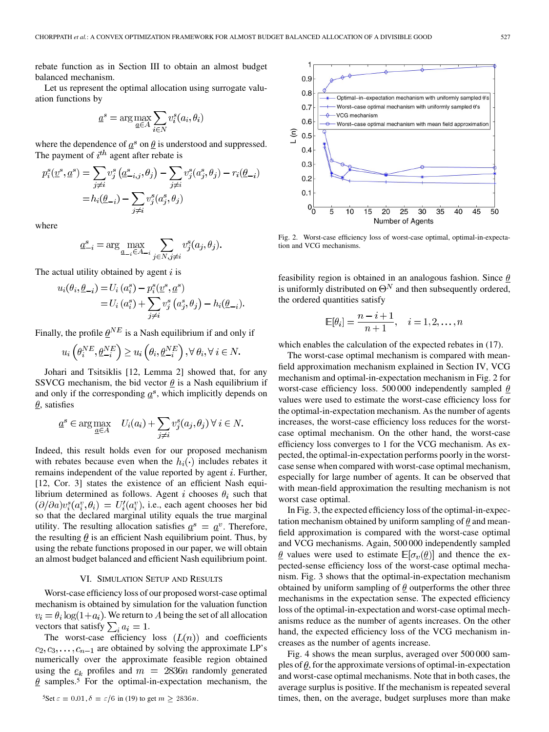rebate function as in Section III to obtain an almost budget balanced mechanism.

Let us represent the optimal allocation using surrogate valuation functions by

$$\underline{a}^s = \arg\max_{\underline{a} \in A} \sum_{i \in N} v_i^s(a_i, \theta_i)$$

where the dependence of $\underline{a}^s$ on $\underline{\theta}$ is understood and suppressed. The payment of $i^{th}$ agent after rebate is

$$\begin{aligned} p_i^s(\underline{v}^s, \underline{a}^s) &= \sum_{j \neq i} v_j^s\left(\underline{a}_{-i,j}^s, \theta_j\right) - \sum_{j \neq i} v_j^s(a_j^s, \theta_j) - r_i(\underline{\theta}_{-i}) \\ &= h_i(\underline{\theta}_{-i}) - \sum_{j \neq i} v_j^s(a_j^s, \theta_j) \end{aligned}$$

where

$$\underline{a}_{-i}^s = \arg\max_{\underline{a}_{-i} \in A_{-i}} \sum_{j \in N, j \neq i} v_j^s(a_j, \theta_j).$$

The actual utility obtained by agent $i$ is

$$\begin{aligned} u_i(\theta_i, \underline{\theta}_{-i}) &= U_i\left(a_i^s\right) - p_i^s(\underline{v}^s, \underline{a}^s) \\ &= U_i\left(a_i^s\right) + \sum_{j \neq i} v_j^s\left(a_j^s, \theta_j\right) - h_i(\underline{\theta}_{-i}). \end{aligned}$$

Finally, the profile $\underline{\theta}^{NE}$ is a Nash equilibrium if and only if

$$u_i\left(\theta_i^{NE}, \underline{\theta}_{-i}^{NE}\right) \geq u_i\left(\theta_i, \underline{\theta}_{-i}^{NE}\right), \forall \theta_i, \forall i \in N.$$

Johari and Tsitsiklis [12, Lemma 2] showed that, for any SSVCG mechanism, the bid vector $\underline{\theta}$ is a Nash equilibrium if and only if the corresponding $\underline{a}^s$, which implicitly depends on $\underline{\theta}$, satisfies

$$\underline{a}^s \in \arg\max_{\underline{a} \in A} \quad U_i(a_i) + \sum_{j \neq i} v_j^s(a_j, \theta_j) \; \forall i \in N.$$

Indeed, this result holds even for our proposed mechanism with rebates because even when the $h_i(\cdot)$ includes rebates it remains independent of the value reported by agent $i$. Further, [12, Cor. 3] states the existence of an efficient Nash equilibrium determined as follows. Agent $i$ chooses $\theta_i$ such that $(\partial/\partial a) v_i^s(a_i^v, \theta_i) = U_i'(a_i^v)$, i.e., each agent chooses her bid so that the declared marginal utility equals the true marginal utility. The resulting allocation satisfies $\underline{a}^s = \underline{a}^v$. Therefore, the resulting $\underline{\theta}$ is an efficient Nash equilibrium point. Thus, by using the rebate functions proposed in our paper, we will obtain an almost budget balanced and efficient Nash equilibrium point.

## VI. Simulation Setup and Results

Worst-case efficiency loss of our proposed worst-case optimal mechanism is obtained by simulation for the valuation function $v_i = \theta_i \log(1 + a_i)$. We return to $A$ being the set of all allocation vectors that satisfy $\sum_i a_i = 1$.

The worst-case efficiency loss $(L(n))$ and coefficients $c_2, c_3, \ldots, c_{n-1}$ are obtained by solving the approximate LP's numerically over the approximate feasible region obtained using the $\underline{e}_k$ profiles and $m = 2836n$ randomly generated $\underline{\theta}$ samples.[5] For the optimal-in-expectation mechanism, the feasibility region is obtained in an analogous fashion. Since $\underline{\theta}$ is uniformly distributed on $\Theta^N$ and then subsequently ordered, the ordered quantities satisfy

$$\mathbb{E}[\theta_i] = \frac{n - i + 1}{n + 1}, \quad i = 1, 2, \ldots, n$$

which enables the calculation of the expected rebates in (17).

Fig. 2. Worst-case efficiency loss of worst-case optimal, optimal-in-expectation and VCG mechanisms.

The worst-case optimal mechanism is compared with mean-field approximation mechanism explained in Section IV, VCG mechanism and optimal-in-expectation mechanism in Fig. 2 for worst-case efficiency loss. 500 000 independently sampled $\underline{\theta}$ values were used to estimate the worst-case efficiency loss for the optimal-in-expectation mechanism. As the number of agents increases, the worst-case efficiency loss reduces for the worst-case optimal mechanism. On the other hand, the worst-case efficiency loss converges to 1 for the VCG mechanism. As expected, the optimal-in-expectation performs poorly in the worst-case sense when compared with worst-case optimal mechanism, especially for large number of agents. It can be observed that with mean-field approximation the resulting mechanism is not worst case optimal.

In Fig. 3, the expected efficiency loss of the optimal-in-expectation mechanism obtained by uniform sampling of $\underline{\theta}$ and mean-field approximation is compared with the worst-case optimal and VCG mechanisms. Again, 500 000 independently sampled $\underline{\theta}$ values were used to estimate $\mathbb{E}[\sigma_v(\underline{\theta})]$ and thence the expected-sense efficiency loss of the worst-case optimal mechanism. Fig. 3 shows that the optimal-in-expectation mechanism obtained by uniform sampling of $\underline{\theta}$ outperforms the other three mechanisms in the expectation sense. The expected efficiency loss of the optimal-in-expectation and worst-case optimal mechanisms reduce as the number of agents increases. On the other hand, the expected efficiency loss of the VCG mechanism increases as the number of agents increase.

Fig. 4 shows the mean surplus, averaged over 500 000 samples of $\underline{\theta}$, for the approximate versions of optimal-in-expectation and worst-case optimal mechanisms. Note that in both cases, the average surplus is positive. If the mechanism is repeated several times, then, on the average, budget surpluses more than make

[5] Set $\varepsilon = 0.01, \delta = \varepsilon/6$ in (19) to get $m \geq 2836n$.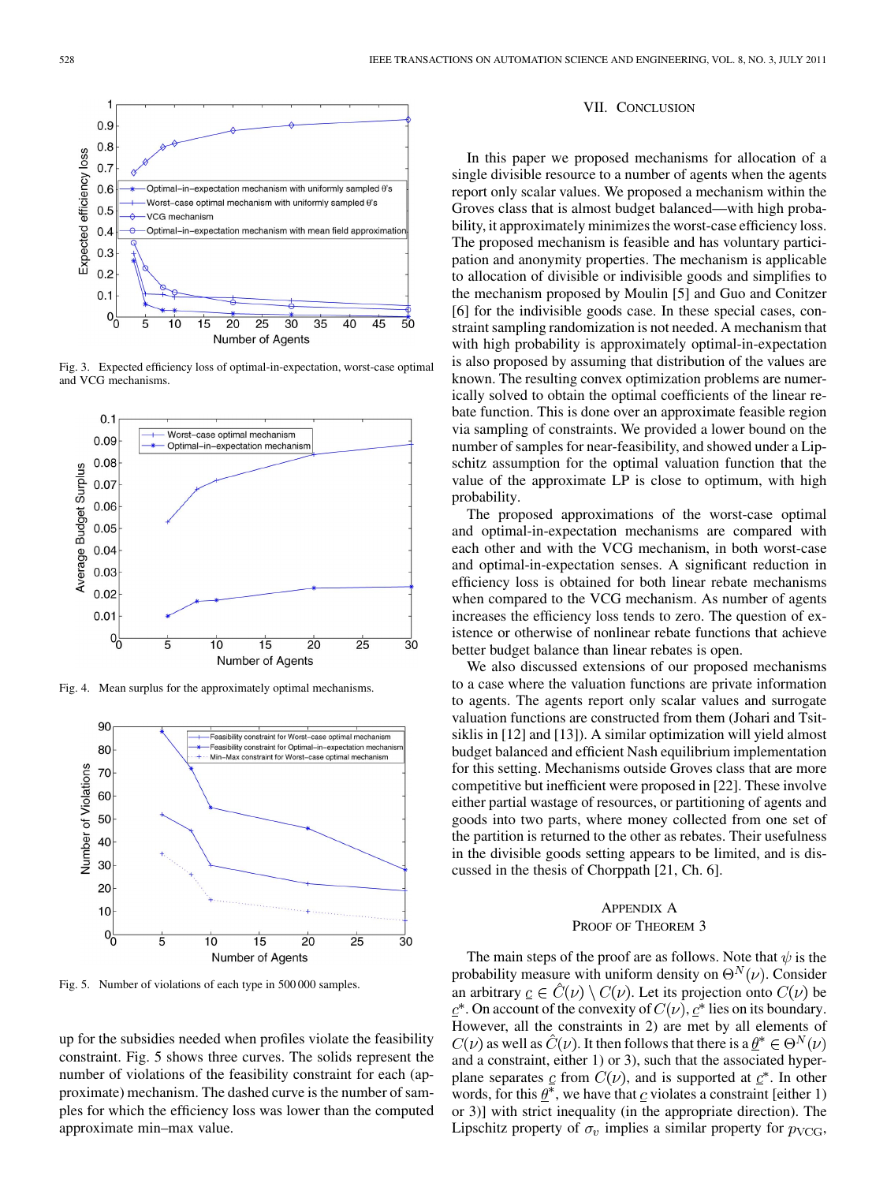Fig. 3. Expected efficiency loss of optimal-in-expectation, worst-case optimal and VCG mechanisms.

Fig. 4. Mean surplus for the approximately optimal mechanisms.

Fig. 5. Number of violations of each type in 500 000 samples.

up for the subsidies needed when profiles violate the feasibility constraint. Fig. 5 shows three curves. The solids represent the number of violations of the feasibility constraint for each (approximate) mechanism. The dashed curve is the number of samples for which the efficiency loss was lower than the computed approximate min–max value.

## VII. Conclusion

In this paper we proposed mechanisms for allocation of a single divisible resource to a number of agents when the agents report only scalar values. We proposed a mechanism within the Groves class that is almost budget balanced—with high probability, it approximately minimizes the worst-case efficiency loss. The proposed mechanism is feasible and has voluntary participation and anonymity properties. The mechanism is applicable to allocation of divisible or indivisible goods and simplifies to the mechanism proposed by Moulin [5] and Guo and Conitzer [6] for the indivisible goods case. In these special cases, constraint sampling randomization is not needed. A mechanism that with high probability is approximately optimal-in-expectation is also proposed by assuming that distribution of the values are known. The resulting convex optimization problems are numerically solved to obtain the optimal coefficients of the linear rebate function. This is done over an approximate feasible region via sampling of constraints. We provided a lower bound on the number of samples for near-feasibility, and showed under a Lipschitz assumption for the optimal valuation function that the value of the approximate LP is close to optimum, with high probability.

The proposed approximations of the worst-case optimal and optimal-in-expectation mechanisms are compared with each other and with the VCG mechanism, in both worst-case and optimal-in-expectation senses. A significant reduction in efficiency loss is obtained for both linear rebate mechanisms when compared to the VCG mechanism. As number of agents increases the efficiency loss tends to zero. The question of existence or otherwise of nonlinear rebate functions that achieve better budget balance than linear rebates is open.

We also discussed extensions of our proposed mechanisms to a case where the valuation functions are private information to agents. The agents report only scalar values and surrogate valuation functions are constructed from them (Johari and Tsitsiklis in [12] and [13]). A similar optimization will yield almost budget balanced and efficient Nash equilibrium implementation for this setting. Mechanisms outside Groves class that are more competitive but inefficient were proposed in [22]. These involve either partial wastage of resources, or partitioning of agents and goods into two parts, where money collected from one set of the partition is returned to the other as rebates. Their usefulness in the divisible goods setting appears to be limited, and is discussed in the thesis of Chorppath [21, Ch. 6].

## Appendix A
## Proof of Theorem 3

The main steps of the proof are as follows. Note that $\psi$ is the probability measure with uniform density on $\Theta^N(\nu)$. Consider an arbitrary $\underline{c} \in \hat{C}(\nu) \setminus C(\nu)$. Let its projection onto $C(\nu)$ be $\underline{c}^*$. On account of the convexity of $C(\nu)$, $\underline{c}^*$ lies on its boundary. However, all the constraints in 2) are met by all elements of $C(\nu)$ as well as $\hat{C}(\nu)$. It then follows that there is a $\underline{\theta}^* \in \Theta^N(\nu)$ and a constraint, either 1) or 3), such that the associated hyperplane separates $\underline{c}$ from $C(\nu)$, and is supported at $\underline{c}^*$. In other words, for this $\underline{\theta}^*$, we have that $\underline{c}$ violates a constraint [either 1) or 3)] with strict inequality (in the appropriate direction). The Lipschitz property of $\sigma_v$ implies a similar property for $p_{\text{VCG}}$,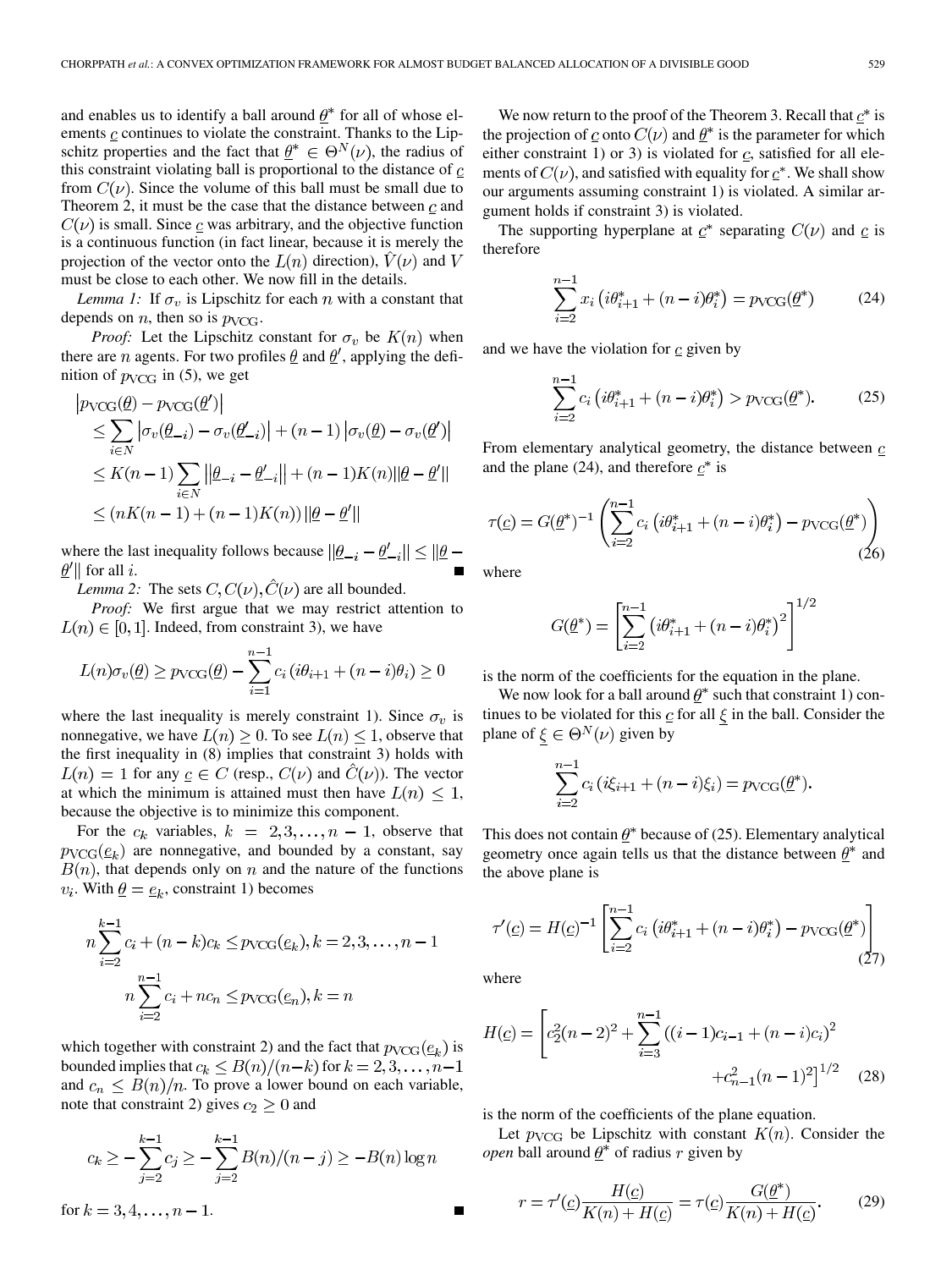and enables us to identify a ball around $\underline{\theta}^*$ for all of whose elements $\underline{c}$ continues to violate the constraint. Thanks to the Lipschitz properties and the fact that $\underline{\theta}^* \in \Theta^N(\nu)$, the radius of this constraint violating ball is proportional to the distance of $\underline{c}$ from $C(\nu)$. Since the volume of this ball must be small due to Theorem 2, it must be the case that the distance between $\underline{c}$ and $C(\nu)$ is small. Since $\underline{c}$ was arbitrary, and the objective function is a continuous function (in fact linear, because it is merely the projection of the vector onto the $L(n)$ direction), $\hat{V}(\nu)$ and $V$ must be close to each other. We now fill in the details.

*Lemma 1:* If $\sigma_v$ is Lipschitz for each $n$ with a constant that depends on $n$, then so is $p_{\text{VCG}}$.

*Proof:* Let the Lipschitz constant for $\sigma_v$ be $K(n)$ when there are $n$ agents. For two profiles $\underline{\theta}$ and $\underline{\theta}'$, applying the definition of $p_{\text{VCG}}$ in (5), we get

$$
\begin{aligned}
&\left|p_{\text{VCG}}(\underline{\theta}) - p_{\text{VCG}}(\underline{\theta}')\right| \\
&\leq \sum_{i \in N} \left|\sigma_v(\underline{\theta}_{-i}) - \sigma_v(\underline{\theta}'_{-i})\right| + (n-1)\left|\sigma_v(\underline{\theta}) - \sigma_v(\underline{\theta}')\right| \\
&\leq K(n-1) \sum_{i \in N} \left\|\underline{\theta}_{-i} - \underline{\theta}'_{-i}\right\| + (n-1)K(n)\|\underline{\theta} - \underline{\theta}'\| \\
&\leq (nK(n-1) + (n-1)K(n))\|\underline{\theta} - \underline{\theta}'\|
\end{aligned}
$$

where the last inequality follows because $\|\underline{\theta}_{-i} - \underline{\theta}'_{-i}\| \leq \|\underline{\theta} - \underline{\theta}'\|$ for all $i$. ■

*Lemma 2:* The sets $C, C(\nu), \hat{C}(\nu)$ are all bounded.

*Proof:* We first argue that we may restrict attention to $L(n) \in [0, 1]$. Indeed, from constraint 3), we have

$$
L(n)\sigma_v(\underline{\theta}) \geq p_{\text{VCG}}(\underline{\theta}) - \sum_{i=1}^{n-1} c_i\left(i\theta_{i+1} + (n-i)\theta_i\right) \geq 0
$$

where the last inequality is merely constraint 1). Since $\sigma_v$ is nonnegative, we have $L(n) \geq 0$. To see $L(n) \leq 1$, observe that the first inequality in (8) implies that constraint 3) holds with $L(n) = 1$ for any $\underline{c} \in C$ (resp., $C(\nu)$ and $\hat{C}(\nu)$). The vector at which the minimum is attained must then have $L(n) \leq 1$, because the objective is to minimize this component.

For the $c_k$ variables, $k = 2, 3, \ldots, n-1$, observe that $p_{\text{VCG}}(\underline{e}_k)$ are nonnegative, and bounded by a constant, say $B(n)$, that depends only on $n$ and the nature of the functions $v_i$. With $\underline{\theta} = \underline{e}_k$, constraint 1) becomes

$$
n\sum_{i=2}^{k-1} c_i + (n-k)c_k \leq p_{\text{VCG}}(\underline{e}_k), k = 2, 3, \ldots, n-1
$$

$$
n\sum_{i=2}^{n-1} c_i + nc_n \leq p_{\text{VCG}}(\underline{e}_n), k = n
$$

which together with constraint 2) and the fact that $p_{\text{VCG}}(\underline{e}_k)$ is bounded implies that $c_k \leq B(n)/(n-k)$ for $k = 2, 3, \ldots, n-1$ and $c_n \leq B(n)/n$. To prove a lower bound on each variable, note that constraint 2) gives $c_2 \geq 0$ and

$$
c_k \geq -\sum_{j=2}^{k-1} c_j \geq -\sum_{j=2}^{k-1} B(n)/(n-j) \geq -B(n)\log n
$$

for $k = 3, 4, \ldots, n-1$. ■

We now return to the proof of the Theorem 3. Recall that $\underline{c}^*$ is the projection of $\underline{c}$ onto $C(\nu)$ and $\underline{\theta}^*$ is the parameter for which either constraint 1) or 3) is violated for $\underline{c}$, satisfied for all elements of $C(\nu)$, and satisfied with equality for $\underline{c}^*$. We shall show our arguments assuming constraint 1) is violated. A similar argument holds if constraint 3) is violated.

The supporting hyperplane at $\underline{c}^*$ separating $C(\nu)$ and $\underline{c}$ is therefore

$$
\sum_{i=2}^{n-1} x_i\left(i\theta^*_{i+1} + (n-i)\theta^*_i\right) = p_{\text{VCG}}(\underline{\theta}^*) \tag{24}
$$

and we have the violation for $\underline{c}$ given by

$$
\sum_{i=2}^{n-1} c_i\left(i\theta^*_{i+1} + (n-i)\theta^*_i\right) > p_{\text{VCG}}(\underline{\theta}^*). \tag{25}
$$

From elementary analytical geometry, the distance between $\underline{c}$ and the plane (24), and therefore $\underline{c}^*$ is

$$
\tau(\underline{c}) = G(\underline{\theta}^*)^{-1}\left(\sum_{i=2}^{n-1} c_i\left(i\theta^*_{i+1} + (n-i)\theta^*_i\right) - p_{\text{VCG}}(\underline{\theta}^*)\right) \tag{26}
$$

where

$$
G(\underline{\theta}^*) = \left[\sum_{i=2}^{n-1}\left(i\theta^*_{i+1} + (n-i)\theta^*_i\right)^2\right]^{1/2}
$$

is the norm of the coefficients for the equation in the plane.

We now look for a ball around $\underline{\theta}^*$ such that constraint 1) continues to be violated for this $\underline{c}$ for all $\underline{\xi}$ in the ball. Consider the plane of $\underline{\xi} \in \Theta^N(\nu)$ given by

$$
\sum_{i=2}^{n-1} c_i\left(i\xi_{i+1} + (n-i)\xi_i\right) = p_{\text{VCG}}(\underline{\theta}^*).
$$

This does not contain $\underline{\theta}^*$ because of (25). Elementary analytical geometry once again tells us that the distance between $\underline{\theta}^*$ and the above plane is

$$
\tau'(\underline{c}) = H(\underline{c})^{-1}\left[\sum_{i=2}^{n-1} c_i\left(i\theta^*_{i+1} + (n-i)\theta^*_i\right) - p_{\text{VCG}}(\underline{\theta}^*)\right] \tag{27}
$$

where

$$
H(\underline{c}) = \left[c_2^2(n-2)^2 + \sum_{i=3}^{n-1}\left((i-1)c_{i-1} + (n-i)c_i\right)^2 + c_{n-1}^2(n-1)^2\right]^{1/2} \tag{28}
$$

is the norm of the coefficients of the plane equation.

Let $p_{\text{VCG}}$ be Lipschitz with constant $K(n)$. Consider the *open* ball around $\underline{\theta}^*$ of radius $r$ given by

$$
r = \tau'(\underline{c})\frac{H(\underline{c})}{K(n) + H(\underline{c})} = \tau(\underline{c})\frac{G(\underline{\theta}^*)}{K(n) + H(\underline{c})}. \tag{29}
$$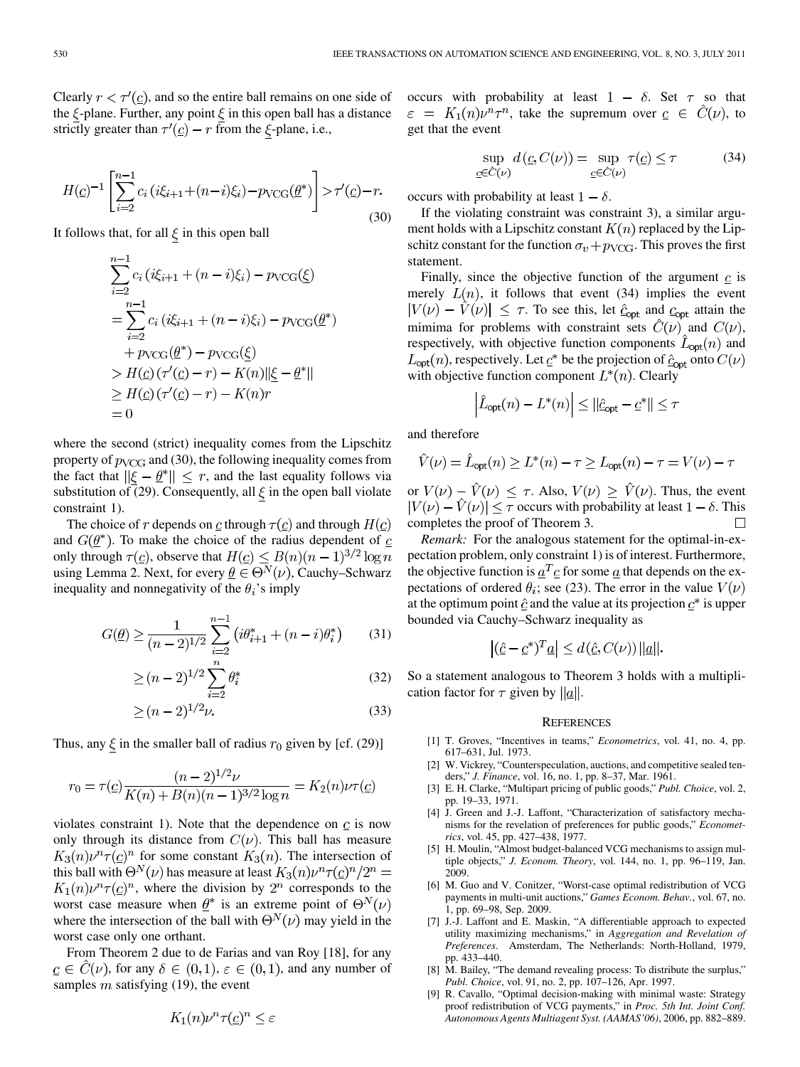Clearly $r < \tau'(\underline{c})$, and so the entire ball remains on one side of the $\underline{\xi}$-plane. Further, any point $\underline{\xi}$ in this open ball has a distance strictly greater than $\tau'(\underline{c}) - r$ from the $\underline{\xi}$-plane, i.e.,

$$H(\underline{c})^{-1}\left[\sum_{i=2}^{n-1} c_i\left(i\xi_{i+1}+(n-i)\xi_i\right)-p_{\mathrm{VCG}}(\underline{\theta}^*)\right]>\tau'(\underline{c})-r. \tag{30}$$

It follows that, for all $\underline{\xi}$ in this open ball

$$\begin{aligned}
&\sum_{i=2}^{n-1} c_i\left(i\xi_{i+1}+(n-i)\xi_i\right)-p_{\mathrm{VCG}}(\underline{\xi}) \\
&=\sum_{i=2}^{n-1} c_i\left(i\xi_{i+1}+(n-i)\xi_i\right)-p_{\mathrm{VCG}}(\underline{\theta}^*) \\
&\quad+p_{\mathrm{VCG}}(\underline{\theta}^*)-p_{\mathrm{VCG}}(\underline{\xi}) \\
&> H(\underline{c})\left(\tau'(\underline{c})-r\right)-K(n)\|\underline{\xi}-\underline{\theta}^*\| \\
&\geq H(\underline{c})\left(\tau'(\underline{c})-r\right)-K(n)r \\
&=0
\end{aligned}$$

where the second (strict) inequality comes from the Lipschitz property of $p_{\mathrm{VCG}}$ and (30), the following inequality comes from the fact that $\|\underline{\xi}-\underline{\theta}^*\| \leq r$, and the last equality follows via substitution of (29). Consequently, all $\underline{\xi}$ in the open ball violate constraint 1).

The choice of $r$ depends on $\underline{c}$ through $\tau(\underline{c})$ and through $H(\underline{c})$ and $G(\underline{\theta}^*)$. To make the choice of the radius dependent of $\underline{c}$ only through $\tau(\underline{c})$, observe that $H(\underline{c}) \leq B(n)(n-1)^{3/2}\log n$ using Lemma 2. Next, for every $\underline{\theta} \in \Theta^N(\nu)$, Cauchy–Schwarz inequality and nonnegativity of the $\theta_i$'s imply

$$G(\underline{\theta}) \geq \frac{1}{(n-2)^{1/2}}\sum_{i=2}^{n-1}\left(i\theta_{i+1}^*+(n-i)\theta_i^*\right) \tag{31}$$

$$\geq (n-2)^{1/2}\sum_{i=2}^{n}\theta_i^* \tag{32}$$

$$\geq (n-2)^{1/2}\nu. \tag{33}$$

Thus, any $\underline{\xi}$ in the smaller ball of radius $r_0$ given by [cf. (29)]

$$r_0=\tau(\underline{c})\frac{(n-2)^{1/2}\nu}{K(n)+B(n)(n-1)^{3/2}\log n}=K_2(n)\nu\tau(\underline{c})$$

violates constraint 1). Note that the dependence on $\underline{c}$ is now only through its distance from $C(\nu)$. This ball has measure $K_3(n)\nu^n\tau(\underline{c})^n$ for some constant $K_3(n)$. The intersection of this ball with $\Theta^N(\nu)$ has measure at least $K_3(n)\nu^n\tau(\underline{c})^n/2^n = K_1(n)\nu^n\tau(\underline{c})^n$, where the division by $2^n$ corresponds to the worst case measure when $\underline{\theta}^*$ is an extreme point of $\Theta^N(\nu)$ where the intersection of the ball with $\Theta^N(\nu)$ may yield in the worst case only one orthant.

From Theorem 2 due to de Farias and van Roy [18], for any $\underline{c} \in \hat{C}(\nu)$, for any $\delta \in (0,1)$, $\varepsilon \in (0,1)$, and any number of samples $m$ satisfying (19), the event

$$K_1(n)\nu^n\tau(\underline{c})^n \leq \varepsilon$$

occurs with probability at least $1-\delta$. Set $\tau$ so that $\varepsilon = K_1(n)\nu^n\tau^n$, take the supremum over $\underline{c} \in \hat{C}(\nu)$, to get that the event

$$\sup_{\underline{c}\in\hat{C}(\nu)} d(\underline{c}, C(\nu)) = \sup_{\underline{c}\in\hat{C}(\nu)} \tau(\underline{c}) \leq \tau \tag{34}$$

occurs with probability at least $1-\delta$.

If the violating constraint was constraint 3), a similar argument holds with a Lipschitz constant $K(n)$ replaced by the Lipschitz constant for the function $\sigma_v + p_{\mathrm{VCG}}$. This proves the first statement.

Finally, since the objective function of the argument $\underline{c}$ is merely $L(n)$, it follows that event (34) implies the event $|V(\nu)-\hat{V}(\nu)| \leq \tau$. To see this, let $\underline{\hat{c}}_{\mathsf{opt}}$ and $\underline{c}_{\mathsf{opt}}$ attain the mimima for problems with constraint sets $\hat{C}(\nu)$ and $C(\nu)$, respectively, with objective function components $\hat{L}_{\mathsf{opt}}(n)$ and $L_{\mathsf{opt}}(n)$, respectively. Let $\underline{c}^*$ be the projection of $\underline{\hat{c}}_{\mathsf{opt}}$ onto $C(\nu)$ with objective function component $L^*(n)$. Clearly

$$\left|\hat{L}_{\mathsf{opt}}(n)-L^*(n)\right| \leq \|\underline{\hat{c}}_{\mathsf{opt}}-\underline{c}^*\| \leq \tau$$

and therefore

$$\hat{V}(\nu)=\hat{L}_{\mathsf{opt}}(n) \geq L^*(n)-\tau \geq L_{\mathsf{opt}}(n)-\tau = V(\nu)-\tau$$

or $V(\nu)-\hat{V}(\nu) \leq \tau$. Also, $V(\nu) \geq \hat{V}(\nu)$. Thus, the event $|V(\nu)-\hat{V}(\nu)| \leq \tau$ occurs with probability at least $1-\delta$. This completes the proof of Theorem 3. □

*Remark:* For the analogous statement for the optimal-in-expectation problem, only constraint 1) is of interest. Furthermore, the objective function is $\underline{a}^T\underline{c}$ for some $\underline{a}$ that depends on the expectations of ordered $\theta_i$; see (23). The error in the value $V(\nu)$ at the optimum point $\underline{\hat{c}}$ and the value at its projection $\underline{c}^*$ is upper bounded via Cauchy–Schwarz inequality as

$$\left|(\underline{\hat{c}}-\underline{c}^*)^T\underline{a}\right| \leq d(\underline{\hat{c}}, C(\nu))\,\|\underline{a}\|.$$

So a statement analogous to Theorem 3 holds with a multiplication factor for $\tau$ given by $\|\underline{a}\|$.

## References

[1] T. Groves, "Incentives in teams," *Econometrics*, vol. 41, no. 4, pp. 617–631, Jul. 1973.

[2] W. Vickrey, "Counterspeculation, auctions, and competitive sealed tenders," *J. Finance*, vol. 16, no. 1, pp. 8–37, Mar. 1961.

[3] E. H. Clarke, "Multipart pricing of public goods," *Publ. Choice*, vol. 2, pp. 19–33, 1971.

[4] J. Green and J.-J. Laffont, "Characterization of satisfactory mechanisms for the revelation of preferences for public goods," *Econometrics*, vol. 45, pp. 427–438, 1977.

[5] H. Moulin, "Almost budget-balanced VCG mechanisms to assign multiple objects," *J. Econom. Theory*, vol. 144, no. 1, pp. 96–119, Jan. 2009.

[6] M. Guo and V. Conitzer, "Worst-case optimal redistribution of VCG payments in multi-unit auctions," *Games Econom. Behav.*, vol. 67, no. 1, pp. 69–98, Sep. 2009.

[7] J.-J. Laffont and E. Maskin, "A differentiable approach to expected utility maximizing mechanisms," in *Aggregation and Revelation of Preferences*. Amsterdam, The Netherlands: North-Holland, 1979, pp. 433–440.

[8] M. Bailey, "The demand revealing process: To distribute the surplus," *Publ. Choice*, vol. 91, no. 2, pp. 107–126, Apr. 1997.

[9] R. Cavallo, "Optimal decision-making with minimal waste: Strategy proof redistribution of VCG payments," in *Proc. 5th Int. Joint Conf. Autonomous Agents Multiagent Syst. (AAMAS'06)*, 2006, pp. 882–889.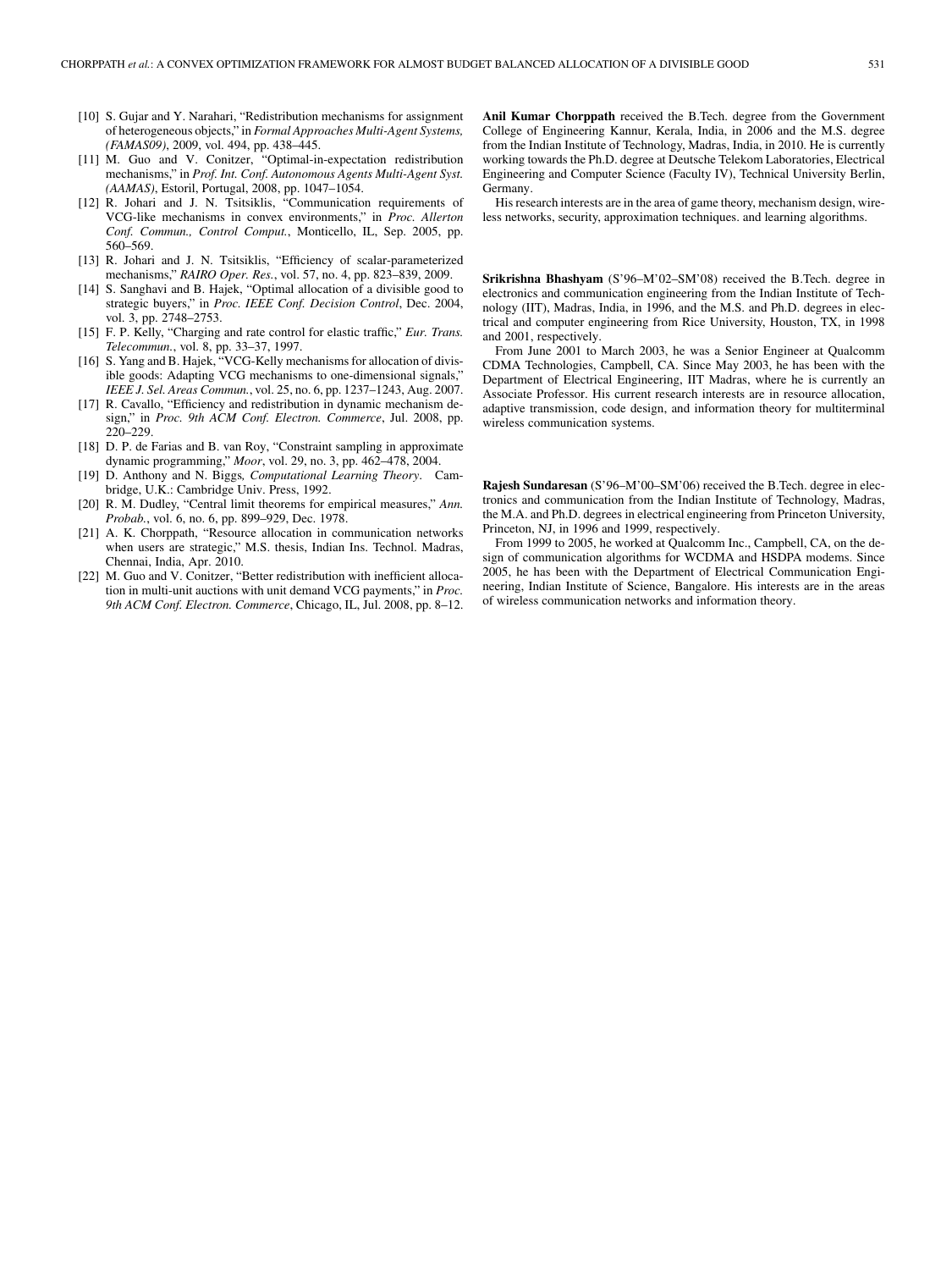[10] S. Gujar and Y. Narahari, "Redistribution mechanisms for assignment of heterogeneous objects," in *Formal Approaches Multi-Agent Systems, (FAMAS09)*, 2009, vol. 494, pp. 438–445.

[11] M. Guo and V. Conitzer, "Optimal-in-expectation redistribution mechanisms," in *Prof. Int. Conf. Autonomous Agents Multi-Agent Syst. (AAMAS)*, Estoril, Portugal, 2008, pp. 1047–1054.

[12] R. Johari and J. N. Tsitsiklis, "Communication requirements of VCG-like mechanisms in convex environments," in *Proc. Allerton Conf. Commun., Control Comput.*, Monticello, IL, Sep. 2005, pp. 560–569.

[13] R. Johari and J. N. Tsitsiklis, "Efficiency of scalar-parameterized mechanisms," *RAIRO Oper. Res.*, vol. 57, no. 4, pp. 823–839, 2009.

[14] S. Sanghavi and B. Hajek, "Optimal allocation of a divisible good to strategic buyers," in *Proc. IEEE Conf. Decision Control*, Dec. 2004, vol. 3, pp. 2748–2753.

[15] F. P. Kelly, "Charging and rate control for elastic traffic," *Eur. Trans. Telecommun.*, vol. 8, pp. 33–37, 1997.

[16] S. Yang and B. Hajek, "VCG-Kelly mechanisms for allocation of divisible goods: Adapting VCG mechanisms to one-dimensional signals," *IEEE J. Sel. Areas Commun.*, vol. 25, no. 6, pp. 1237–1243, Aug. 2007.

[17] R. Cavallo, "Efficiency and redistribution in dynamic mechanism design," in *Proc. 9th ACM Conf. Electron. Commerce*, Jul. 2008, pp. 220–229.

[18] D. P. de Farias and B. van Roy, "Constraint sampling in approximate dynamic programming," *Moor*, vol. 29, no. 3, pp. 462–478, 2004.

[19] D. Anthony and N. Biggs*, Computational Learning Theory*. Cambridge, U.K.: Cambridge Univ. Press, 1992.

[20] R. M. Dudley, "Central limit theorems for empirical measures," *Ann. Probab.*, vol. 6, no. 6, pp. 899–929, Dec. 1978.

[21] A. K. Chorppath, "Resource allocation in communication networks when users are strategic," M.S. thesis, Indian Ins. Technol. Madras, Chennai, India, Apr. 2010.

[22] M. Guo and V. Conitzer, "Better redistribution with inefficient allocation in multi-unit auctions with unit demand VCG payments," in *Proc. 9th ACM Conf. Electron. Commerce*, Chicago, IL, Jul. 2008, pp. 8–12.

**Anil Kumar Chorppath** received the B.Tech. degree from the Government College of Engineering Kannur, Kerala, India, in 2006 and the M.S. degree from the Indian Institute of Technology, Madras, India, in 2010. He is currently working towards the Ph.D. degree at Deutsche Telekom Laboratories, Electrical Engineering and Computer Science (Faculty IV), Technical University Berlin, Germany.

His research interests are in the area of game theory, mechanism design, wireless networks, security, approximation techniques. and learning algorithms.

**Srikrishna Bhashyam** (S'96–M'02–SM'08) received the B.Tech. degree in electronics and communication engineering from the Indian Institute of Technology (IIT), Madras, India, in 1996, and the M.S. and Ph.D. degrees in electrical and computer engineering from Rice University, Houston, TX, in 1998 and 2001, respectively.

From June 2001 to March 2003, he was a Senior Engineer at Qualcomm CDMA Technologies, Campbell, CA. Since May 2003, he has been with the Department of Electrical Engineering, IIT Madras, where he is currently an Associate Professor. His current research interests are in resource allocation, adaptive transmission, code design, and information theory for multiterminal wireless communication systems.

**Rajesh Sundaresan** (S'96–M'00–SM'06) received the B.Tech. degree in electronics and communication from the Indian Institute of Technology, Madras, the M.A. and Ph.D. degrees in electrical engineering from Princeton University, Princeton, NJ, in 1996 and 1999, respectively.

From 1999 to 2005, he worked at Qualcomm Inc., Campbell, CA, on the design of communication algorithms for WCDMA and HSDPA modems. Since 2005, he has been with the Department of Electrical Communication Engineering, Indian Institute of Science, Bangalore. His interests are in the areas of wireless communication networks and information theory.